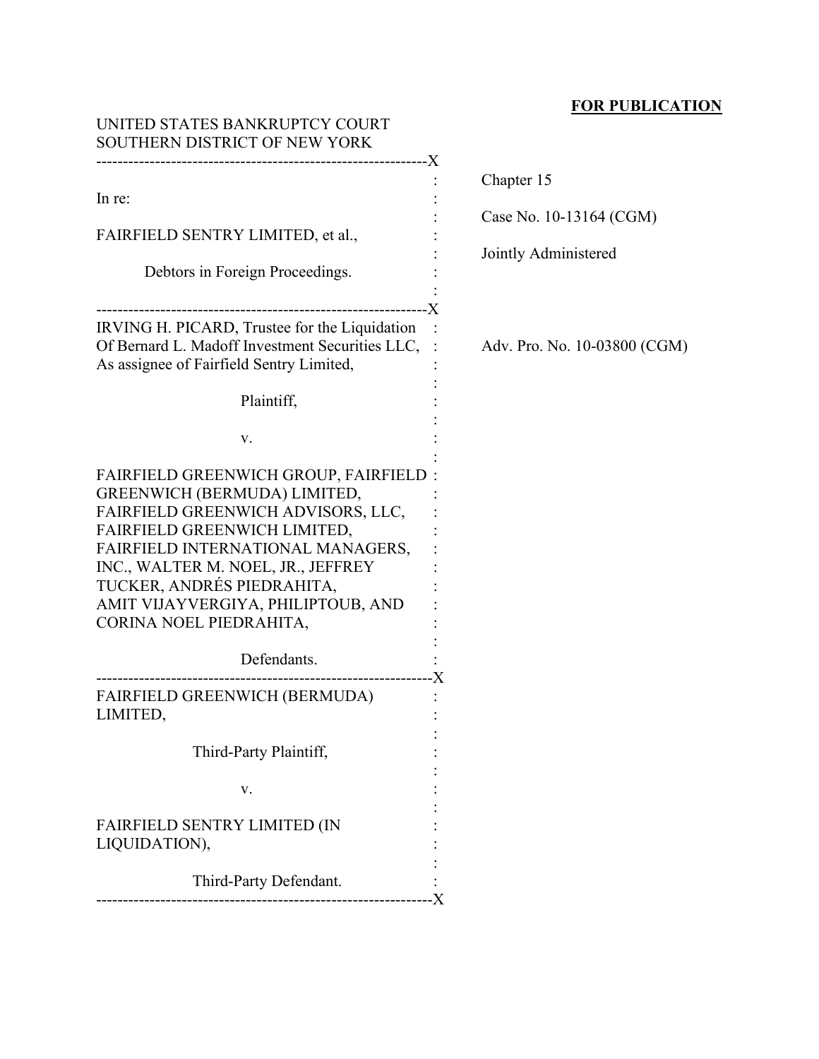**FOR PUBLICATION**

UNITED STATES BANKRUPTCY COURT
SOUTHERN DISTRICT OF NEW YORK

| | |
|---|---|
| In re:<br><br>FAIRFIELD SENTRY LIMITED, et al.,<br><br>Debtors in Foreign Proceedings. | Chapter 15<br><br>Case No. 10-13164 (CGM)<br><br>Jointly Administered |
| IRVING H. PICARD, Trustee for the Liquidation Of Bernard L. Madoff Investment Securities LLC, As assignee of Fairfield Sentry Limited,<br><br>Plaintiff,<br><br>v.<br><br>FAIRFIELD GREENWICH GROUP, FAIRFIELD GREENWICH (BERMUDA) LIMITED, FAIRFIELD GREENWICH ADVISORS, LLC, FAIRFIELD GREENWICH LIMITED, FAIRFIELD INTERNATIONAL MANAGERS, INC., WALTER M. NOEL, JR., JEFFREY TUCKER, ANDRÉS PIEDRAHITA, AMIT VIJAYVERGIYA, PHILIPTOUB, AND CORINA NOEL PIEDRAHITA,<br><br>Defendants. | Adv. Pro. No. 10-03800 (CGM) |
| FAIRFIELD GREENWICH (BERMUDA) LIMITED,<br><br>Third-Party Plaintiff,<br><br>v.<br><br>FAIRFIELD SENTRY LIMITED (IN LIQUIDATION),<br><br>Third-Party Defendant. | |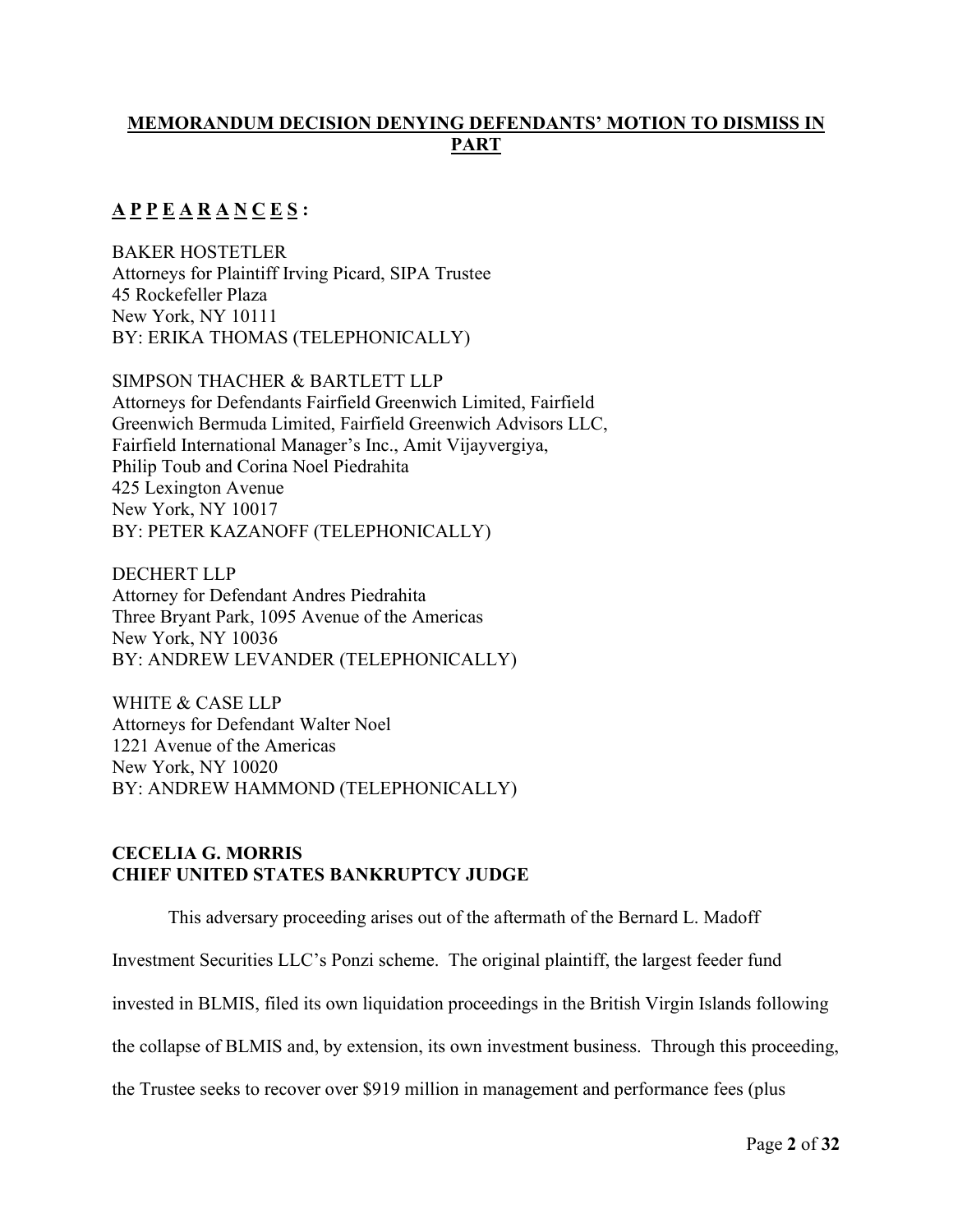**MEMORANDUM DECISION DENYING DEFENDANTS' MOTION TO DISMISS IN PART**

**A P P E A R A N C E S :**

BAKER HOSTETLER
Attorneys for Plaintiff Irving Picard, SIPA Trustee
45 Rockefeller Plaza
New York, NY 10111
BY: ERIKA THOMAS (TELEPHONICALLY)

SIMPSON THACHER & BARTLETT LLP
Attorneys for Defendants Fairfield Greenwich Limited, Fairfield Greenwich Bermuda Limited, Fairfield Greenwich Advisors LLC, Fairfield International Manager's Inc., Amit Vijayvergiya, Philip Toub and Corina Noel Piedrahita
425 Lexington Avenue
New York, NY 10017
BY: PETER KAZANOFF (TELEPHONICALLY)

DECHERT LLP
Attorney for Defendant Andres Piedrahita
Three Bryant Park, 1095 Avenue of the Americas
New York, NY 10036
BY: ANDREW LEVANDER (TELEPHONICALLY)

WHITE & CASE LLP
Attorneys for Defendant Walter Noel
1221 Avenue of the Americas
New York, NY 10020
BY: ANDREW HAMMOND (TELEPHONICALLY)

**CECELIA G. MORRIS**
**CHIEF UNITED STATES BANKRUPTCY JUDGE**

This adversary proceeding arises out of the aftermath of the Bernard L. Madoff Investment Securities LLC's Ponzi scheme. The original plaintiff, the largest feeder fund invested in BLMIS, filed its own liquidation proceedings in the British Virgin Islands following the collapse of BLMIS and, by extension, its own investment business. Through this proceeding, the Trustee seeks to recover over $919 million in management and performance fees (plus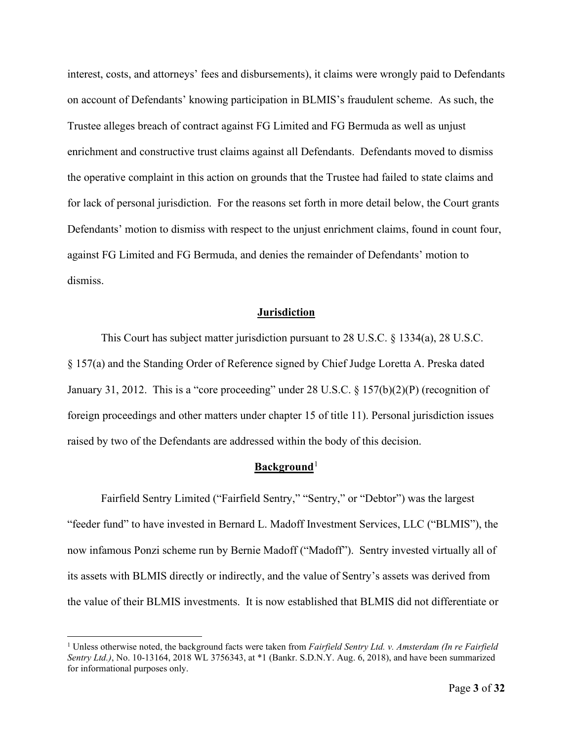interest, costs, and attorneys' fees and disbursements), it claims were wrongly paid to Defendants on account of Defendants' knowing participation in BLMIS's fraudulent scheme. As such, the Trustee alleges breach of contract against FG Limited and FG Bermuda as well as unjust enrichment and constructive trust claims against all Defendants. Defendants moved to dismiss the operative complaint in this action on grounds that the Trustee had failed to state claims and for lack of personal jurisdiction. For the reasons set forth in more detail below, the Court grants Defendants' motion to dismiss with respect to the unjust enrichment claims, found in count four, against FG Limited and FG Bermuda, and denies the remainder of Defendants' motion to dismiss.

## Jurisdiction

This Court has subject matter jurisdiction pursuant to 28 U.S.C. § 1334(a), 28 U.S.C. § 157(a) and the Standing Order of Reference signed by Chief Judge Loretta A. Preska dated January 31, 2012. This is a "core proceeding" under 28 U.S.C. § 157(b)(2)(P) (recognition of foreign proceedings and other matters under chapter 15 of title 11). Personal jurisdiction issues raised by two of the Defendants are addressed within the body of this decision.

## Background[1]

Fairfield Sentry Limited ("Fairfield Sentry," "Sentry," or "Debtor") was the largest "feeder fund" to have invested in Bernard L. Madoff Investment Services, LLC ("BLMIS"), the now infamous Ponzi scheme run by Bernie Madoff ("Madoff"). Sentry invested virtually all of its assets with BLMIS directly or indirectly, and the value of Sentry's assets was derived from the value of their BLMIS investments. It is now established that BLMIS did not differentiate or

[1] Unless otherwise noted, the background facts were taken from *Fairfield Sentry Ltd. v. Amsterdam (In re Fairfield Sentry Ltd.)*, No. 10-13164, 2018 WL 3756343, at *1 (Bankr. S.D.N.Y. Aug. 6, 2018), and have been summarized for informational purposes only.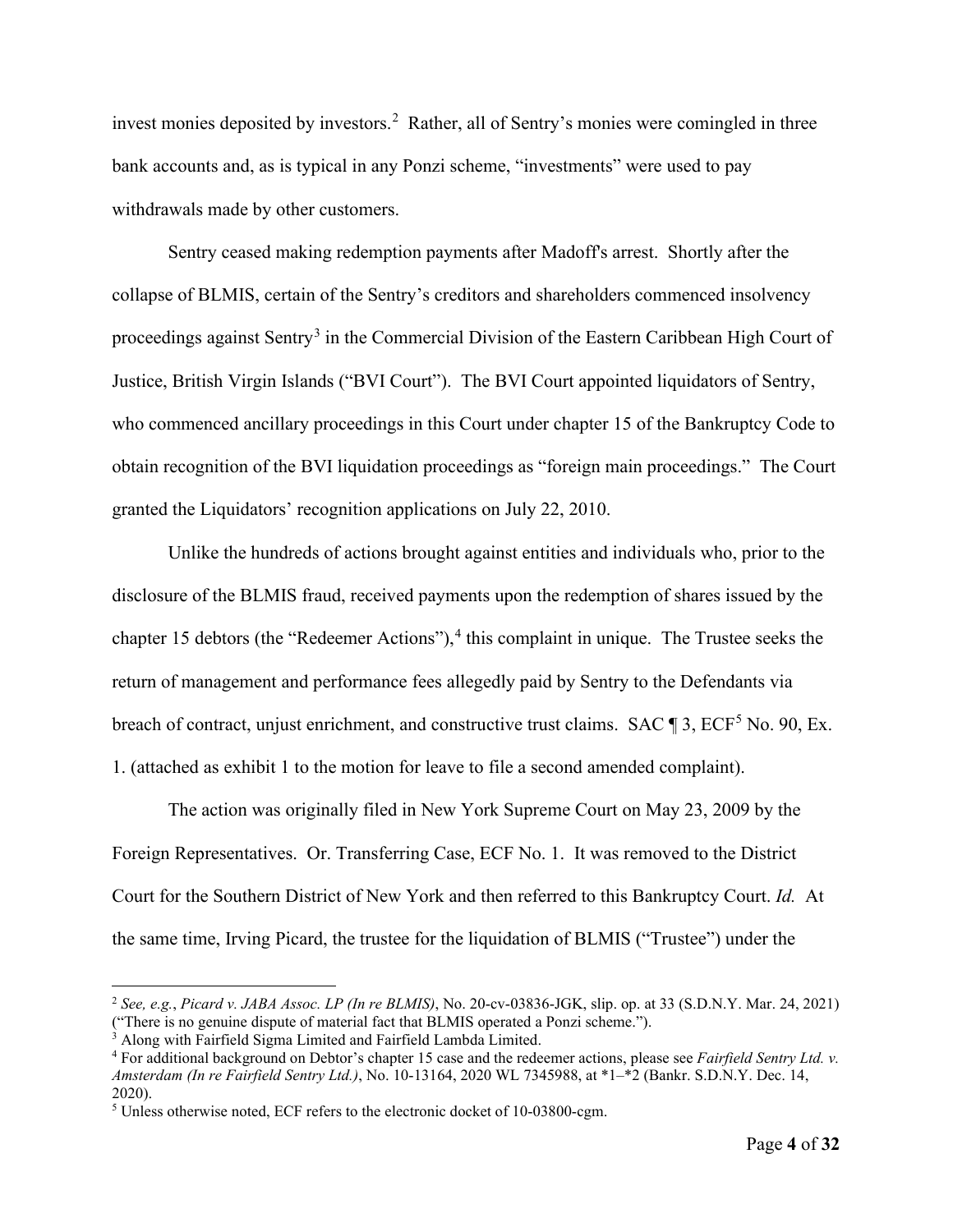invest monies deposited by investors.[2] Rather, all of Sentry's monies were comingled in three bank accounts and, as is typical in any Ponzi scheme, "investments" were used to pay withdrawals made by other customers.

Sentry ceased making redemption payments after Madoff's arrest. Shortly after the collapse of BLMIS, certain of the Sentry's creditors and shareholders commenced insolvency proceedings against Sentry[3] in the Commercial Division of the Eastern Caribbean High Court of Justice, British Virgin Islands ("BVI Court"). The BVI Court appointed liquidators of Sentry, who commenced ancillary proceedings in this Court under chapter 15 of the Bankruptcy Code to obtain recognition of the BVI liquidation proceedings as "foreign main proceedings." The Court granted the Liquidators' recognition applications on July 22, 2010.

Unlike the hundreds of actions brought against entities and individuals who, prior to the disclosure of the BLMIS fraud, received payments upon the redemption of shares issued by the chapter 15 debtors (the "Redeemer Actions"),[4] this complaint in unique. The Trustee seeks the return of management and performance fees allegedly paid by Sentry to the Defendants via breach of contract, unjust enrichment, and constructive trust claims. SAC ¶ 3, ECF[5] No. 90, Ex. 1. (attached as exhibit 1 to the motion for leave to file a second amended complaint).

The action was originally filed in New York Supreme Court on May 23, 2009 by the Foreign Representatives. Or. Transferring Case, ECF No. 1. It was removed to the District Court for the Southern District of New York and then referred to this Bankruptcy Court. *Id.* At the same time, Irving Picard, the trustee for the liquidation of BLMIS ("Trustee") under the

---

[2] *See, e.g.*, *Picard v. JABA Assoc. LP (In re BLMIS)*, No. 20-cv-03836-JGK, slip. op. at 33 (S.D.N.Y. Mar. 24, 2021) ("There is no genuine dispute of material fact that BLMIS operated a Ponzi scheme.").

[3] Along with Fairfield Sigma Limited and Fairfield Lambda Limited.

[4] For additional background on Debtor's chapter 15 case and the redeemer actions, please see *Fairfield Sentry Ltd. v. Amsterdam (In re Fairfield Sentry Ltd.)*, No. 10-13164, 2020 WL 7345988, at *1–*2 (Bankr. S.D.N.Y. Dec. 14, 2020).

[5] Unless otherwise noted, ECF refers to the electronic docket of 10-03800-cgm.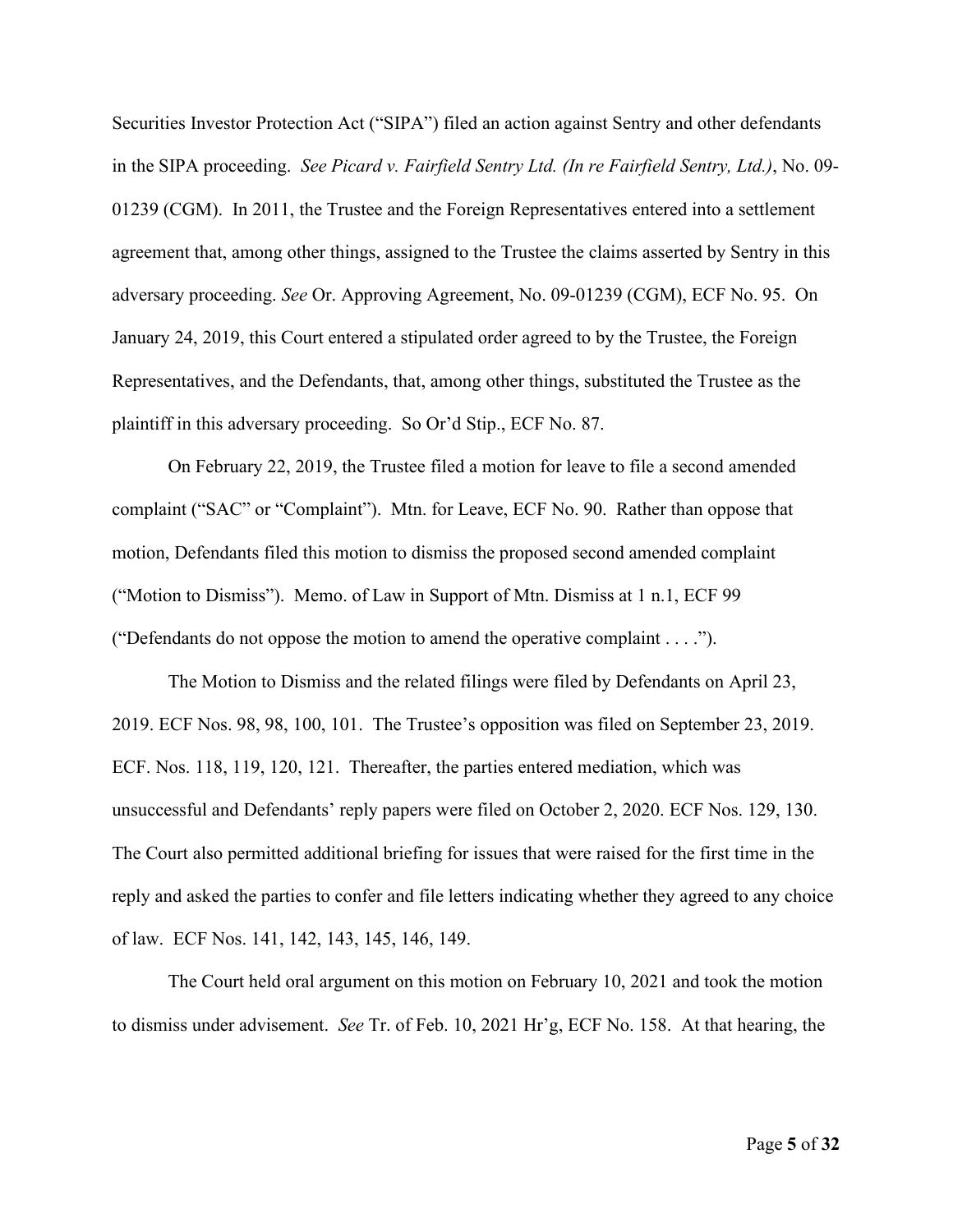Securities Investor Protection Act ("SIPA") filed an action against Sentry and other defendants in the SIPA proceeding. *See Picard v. Fairfield Sentry Ltd. (In re Fairfield Sentry, Ltd.)*, No. 09-01239 (CGM). In 2011, the Trustee and the Foreign Representatives entered into a settlement agreement that, among other things, assigned to the Trustee the claims asserted by Sentry in this adversary proceeding. *See* Or. Approving Agreement, No. 09-01239 (CGM), ECF No. 95. On January 24, 2019, this Court entered a stipulated order agreed to by the Trustee, the Foreign Representatives, and the Defendants, that, among other things, substituted the Trustee as the plaintiff in this adversary proceeding. So Or'd Stip., ECF No. 87.

On February 22, 2019, the Trustee filed a motion for leave to file a second amended complaint ("SAC" or "Complaint"). Mtn. for Leave, ECF No. 90. Rather than oppose that motion, Defendants filed this motion to dismiss the proposed second amended complaint ("Motion to Dismiss"). Memo. of Law in Support of Mtn. Dismiss at 1 n.1, ECF 99 ("Defendants do not oppose the motion to amend the operative complaint . . . .").

The Motion to Dismiss and the related filings were filed by Defendants on April 23, 2019. ECF Nos. 98, 98, 100, 101. The Trustee's opposition was filed on September 23, 2019. ECF. Nos. 118, 119, 120, 121. Thereafter, the parties entered mediation, which was unsuccessful and Defendants' reply papers were filed on October 2, 2020. ECF Nos. 129, 130. The Court also permitted additional briefing for issues that were raised for the first time in the reply and asked the parties to confer and file letters indicating whether they agreed to any choice of law. ECF Nos. 141, 142, 143, 145, 146, 149.

The Court held oral argument on this motion on February 10, 2021 and took the motion to dismiss under advisement. *See* Tr. of Feb. 10, 2021 Hr'g, ECF No. 158. At that hearing, the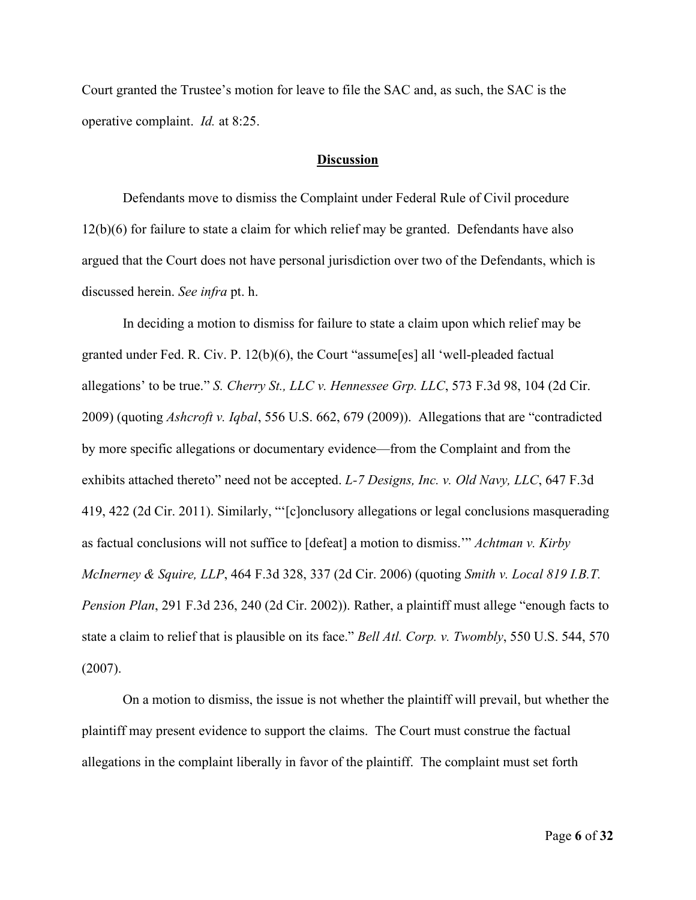Court granted the Trustee's motion for leave to file the SAC and, as such, the SAC is the operative complaint. *Id.* at 8:25.

## **Discussion**

Defendants move to dismiss the Complaint under Federal Rule of Civil procedure 12(b)(6) for failure to state a claim for which relief may be granted. Defendants have also argued that the Court does not have personal jurisdiction over two of the Defendants, which is discussed herein. *See infra* pt. h.

In deciding a motion to dismiss for failure to state a claim upon which relief may be granted under Fed. R. Civ. P. 12(b)(6), the Court "assume[es] all 'well-pleaded factual allegations' to be true." *S. Cherry St., LLC v. Hennessee Grp. LLC*, 573 F.3d 98, 104 (2d Cir. 2009) (quoting *Ashcroft v. Iqbal*, 556 U.S. 662, 679 (2009)). Allegations that are "contradicted by more specific allegations or documentary evidence—from the Complaint and from the exhibits attached thereto" need not be accepted. *L-7 Designs, Inc. v. Old Navy, LLC*, 647 F.3d 419, 422 (2d Cir. 2011). Similarly, "'[c]onclusory allegations or legal conclusions masquerading as factual conclusions will not suffice to [defeat] a motion to dismiss.'" *Achtman v. Kirby McInerney & Squire, LLP*, 464 F.3d 328, 337 (2d Cir. 2006) (quoting *Smith v. Local 819 I.B.T. Pension Plan*, 291 F.3d 236, 240 (2d Cir. 2002)). Rather, a plaintiff must allege "enough facts to state a claim to relief that is plausible on its face." *Bell Atl. Corp. v. Twombly*, 550 U.S. 544, 570 (2007).

On a motion to dismiss, the issue is not whether the plaintiff will prevail, but whether the plaintiff may present evidence to support the claims. The Court must construe the factual allegations in the complaint liberally in favor of the plaintiff. The complaint must set forth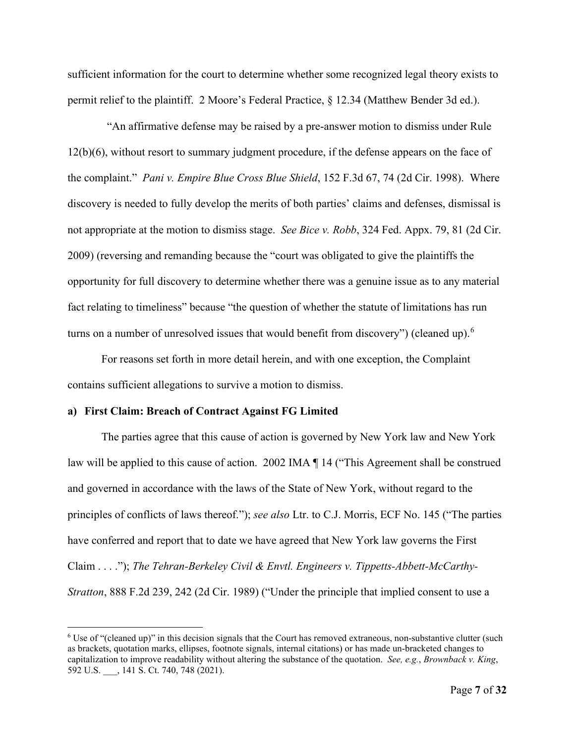sufficient information for the court to determine whether some recognized legal theory exists to permit relief to the plaintiff. 2 Moore's Federal Practice, § 12.34 (Matthew Bender 3d ed.).

"An affirmative defense may be raised by a pre-answer motion to dismiss under Rule 12(b)(6), without resort to summary judgment procedure, if the defense appears on the face of the complaint." *Pani v. Empire Blue Cross Blue Shield*, 152 F.3d 67, 74 (2d Cir. 1998). Where discovery is needed to fully develop the merits of both parties' claims and defenses, dismissal is not appropriate at the motion to dismiss stage. *See Bice v. Robb*, 324 Fed. Appx. 79, 81 (2d Cir. 2009) (reversing and remanding because the "court was obligated to give the plaintiffs the opportunity for full discovery to determine whether there was a genuine issue as to any material fact relating to timeliness" because "the question of whether the statute of limitations has run turns on a number of unresolved issues that would benefit from discovery") (cleaned up).[6]

For reasons set forth in more detail herein, and with one exception, the Complaint contains sufficient allegations to survive a motion to dismiss.

**a) First Claim: Breach of Contract Against FG Limited**

The parties agree that this cause of action is governed by New York law and New York law will be applied to this cause of action. 2002 IMA ¶ 14 ("This Agreement shall be construed and governed in accordance with the laws of the State of New York, without regard to the principles of conflicts of laws thereof."); *see also* Ltr. to C.J. Morris, ECF No. 145 ("The parties have conferred and report that to date we have agreed that New York law governs the First Claim . . . ."); *The Tehran-Berkeley Civil & Envtl. Engineers v. Tippetts-Abbett-McCarthy-Stratton*, 888 F.2d 239, 242 (2d Cir. 1989) ("Under the principle that implied consent to use a

---

[6] Use of "(cleaned up)" in this decision signals that the Court has removed extraneous, non-substantive clutter (such as brackets, quotation marks, ellipses, footnote signals, internal citations) or has made un-bracketed changes to capitalization to improve readability without altering the substance of the quotation. *See, e.g.*, *Brownback v. King*, 592 U.S. ___, 141 S. Ct. 740, 748 (2021).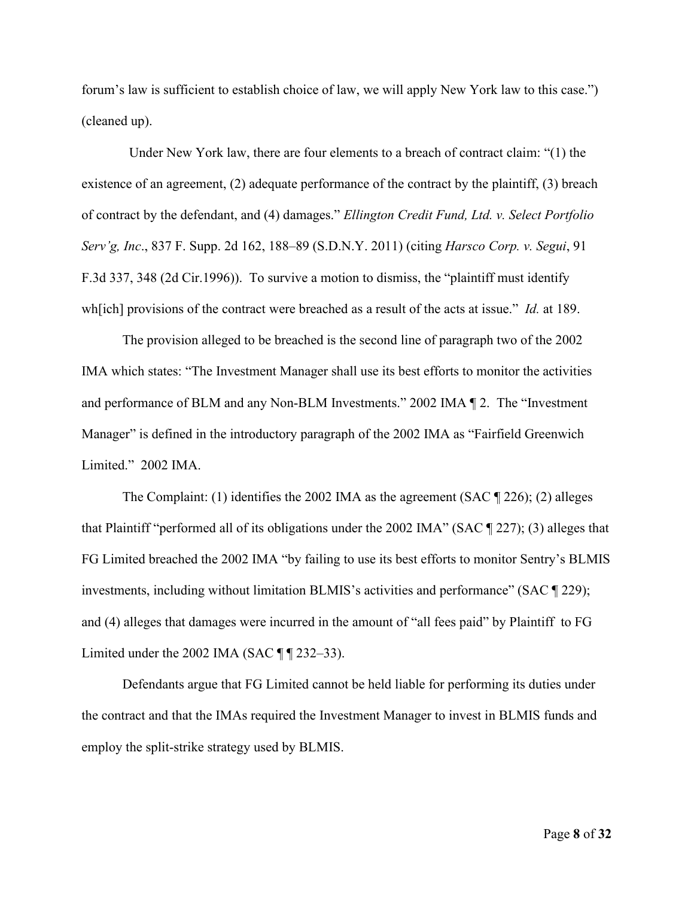forum's law is sufficient to establish choice of law, we will apply New York law to this case.") (cleaned up).

Under New York law, there are four elements to a breach of contract claim: "(1) the existence of an agreement, (2) adequate performance of the contract by the plaintiff, (3) breach of contract by the defendant, and (4) damages." *Ellington Credit Fund, Ltd. v. Select Portfolio Serv'g, Inc*., 837 F. Supp. 2d 162, 188–89 (S.D.N.Y. 2011) (citing *Harsco Corp. v. Segui*, 91 F.3d 337, 348 (2d Cir.1996)). To survive a motion to dismiss, the "plaintiff must identify wh[ich] provisions of the contract were breached as a result of the acts at issue." *Id.* at 189.

The provision alleged to be breached is the second line of paragraph two of the 2002 IMA which states: "The Investment Manager shall use its best efforts to monitor the activities and performance of BLM and any Non-BLM Investments." 2002 IMA ¶ 2. The "Investment Manager" is defined in the introductory paragraph of the 2002 IMA as "Fairfield Greenwich Limited." 2002 IMA.

The Complaint: (1) identifies the 2002 IMA as the agreement (SAC ¶ 226); (2) alleges that Plaintiff "performed all of its obligations under the 2002 IMA" (SAC ¶ 227); (3) alleges that FG Limited breached the 2002 IMA "by failing to use its best efforts to monitor Sentry's BLMIS investments, including without limitation BLMIS's activities and performance" (SAC ¶ 229); and (4) alleges that damages were incurred in the amount of "all fees paid" by Plaintiff to FG Limited under the 2002 IMA (SAC ¶ ¶ 232–33).

Defendants argue that FG Limited cannot be held liable for performing its duties under the contract and that the IMAs required the Investment Manager to invest in BLMIS funds and employ the split-strike strategy used by BLMIS.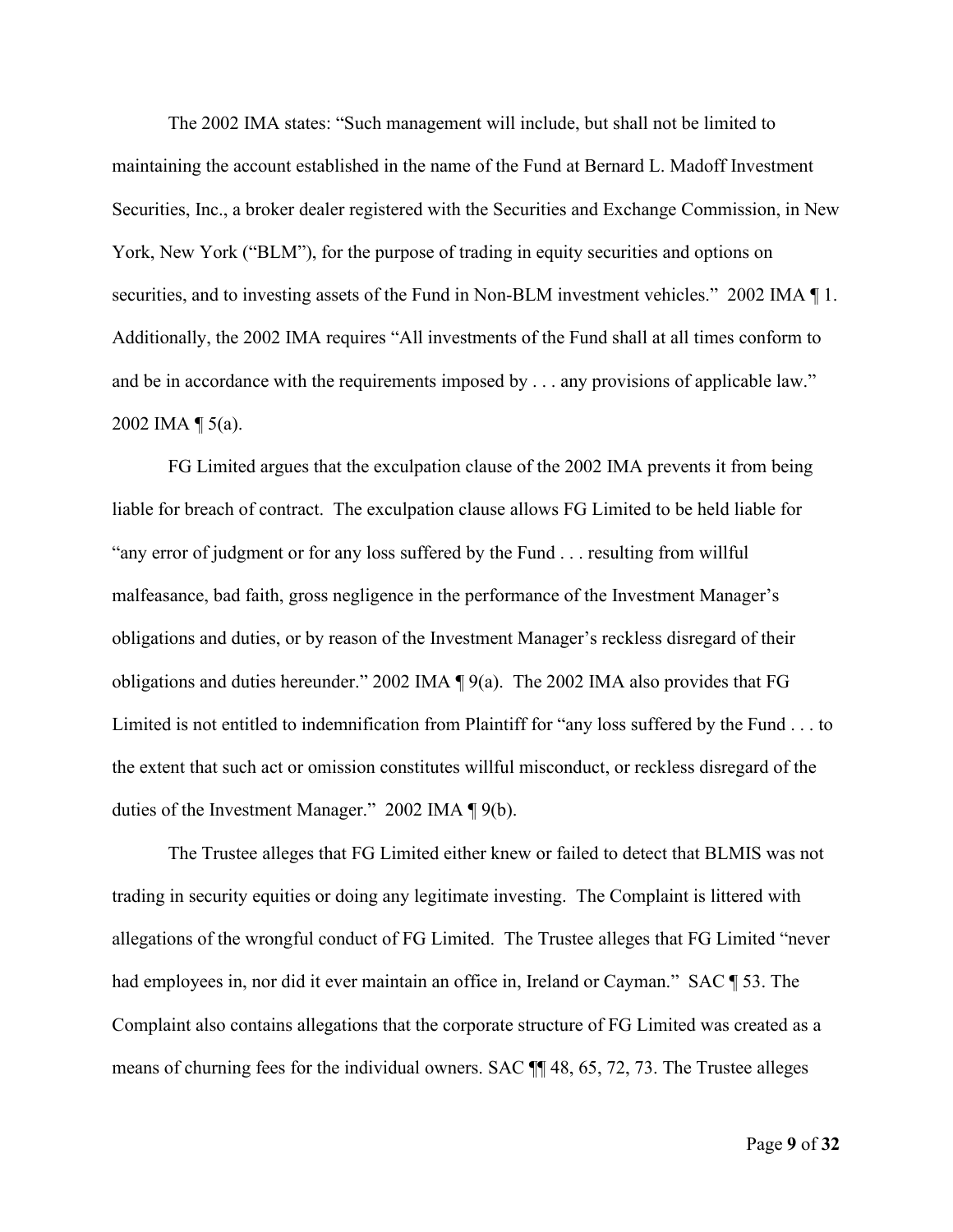The 2002 IMA states: "Such management will include, but shall not be limited to maintaining the account established in the name of the Fund at Bernard L. Madoff Investment Securities, Inc., a broker dealer registered with the Securities and Exchange Commission, in New York, New York ("BLM"), for the purpose of trading in equity securities and options on securities, and to investing assets of the Fund in Non-BLM investment vehicles." 2002 IMA ¶ 1. Additionally, the 2002 IMA requires "All investments of the Fund shall at all times conform to and be in accordance with the requirements imposed by . . . any provisions of applicable law." 2002 IMA ¶ 5(a).

FG Limited argues that the exculpation clause of the 2002 IMA prevents it from being liable for breach of contract. The exculpation clause allows FG Limited to be held liable for "any error of judgment or for any loss suffered by the Fund . . . resulting from willful malfeasance, bad faith, gross negligence in the performance of the Investment Manager's obligations and duties, or by reason of the Investment Manager's reckless disregard of their obligations and duties hereunder." 2002 IMA ¶ 9(a). The 2002 IMA also provides that FG Limited is not entitled to indemnification from Plaintiff for "any loss suffered by the Fund . . . to the extent that such act or omission constitutes willful misconduct, or reckless disregard of the duties of the Investment Manager." 2002 IMA ¶ 9(b).

The Trustee alleges that FG Limited either knew or failed to detect that BLMIS was not trading in security equities or doing any legitimate investing. The Complaint is littered with allegations of the wrongful conduct of FG Limited. The Trustee alleges that FG Limited "never had employees in, nor did it ever maintain an office in, Ireland or Cayman." SAC ¶ 53. The Complaint also contains allegations that the corporate structure of FG Limited was created as a means of churning fees for the individual owners. SAC ¶¶ 48, 65, 72, 73. The Trustee alleges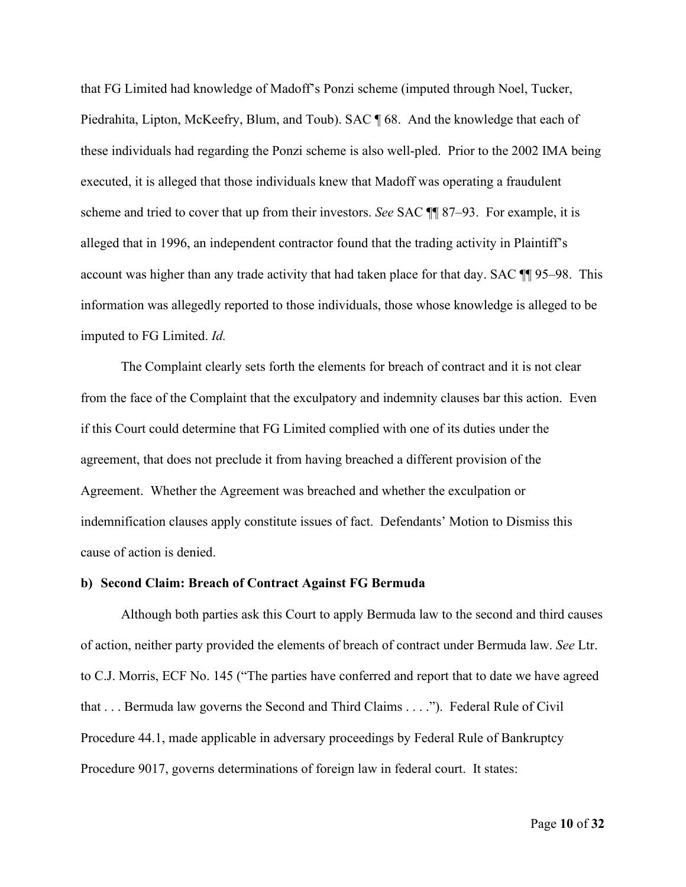that FG Limited had knowledge of Madoff's Ponzi scheme (imputed through Noel, Tucker, Piedrahita, Lipton, McKeefry, Blum, and Toub). SAC ¶ 68. And the knowledge that each of these individuals had regarding the Ponzi scheme is also well-pled. Prior to the 2002 IMA being executed, it is alleged that those individuals knew that Madoff was operating a fraudulent scheme and tried to cover that up from their investors. *See* SAC ¶¶ 87–93. For example, it is alleged that in 1996, an independent contractor found that the trading activity in Plaintiff's account was higher than any trade activity that had taken place for that day. SAC ¶¶ 95–98. This information was allegedly reported to those individuals, those whose knowledge is alleged to be imputed to FG Limited. *Id.*

The Complaint clearly sets forth the elements for breach of contract and it is not clear from the face of the Complaint that the exculpatory and indemnity clauses bar this action. Even if this Court could determine that FG Limited complied with one of its duties under the agreement, that does not preclude it from having breached a different provision of the Agreement. Whether the Agreement was breached and whether the exculpation or indemnification clauses apply constitute issues of fact. Defendants' Motion to Dismiss this cause of action is denied.

**b) Second Claim: Breach of Contract Against FG Bermuda**

Although both parties ask this Court to apply Bermuda law to the second and third causes of action, neither party provided the elements of breach of contract under Bermuda law. *See* Ltr. to C.J. Morris, ECF No. 145 ("The parties have conferred and report that to date we have agreed that . . . Bermuda law governs the Second and Third Claims . . . ."). Federal Rule of Civil Procedure 44.1, made applicable in adversary proceedings by Federal Rule of Bankruptcy Procedure 9017, governs determinations of foreign law in federal court. It states: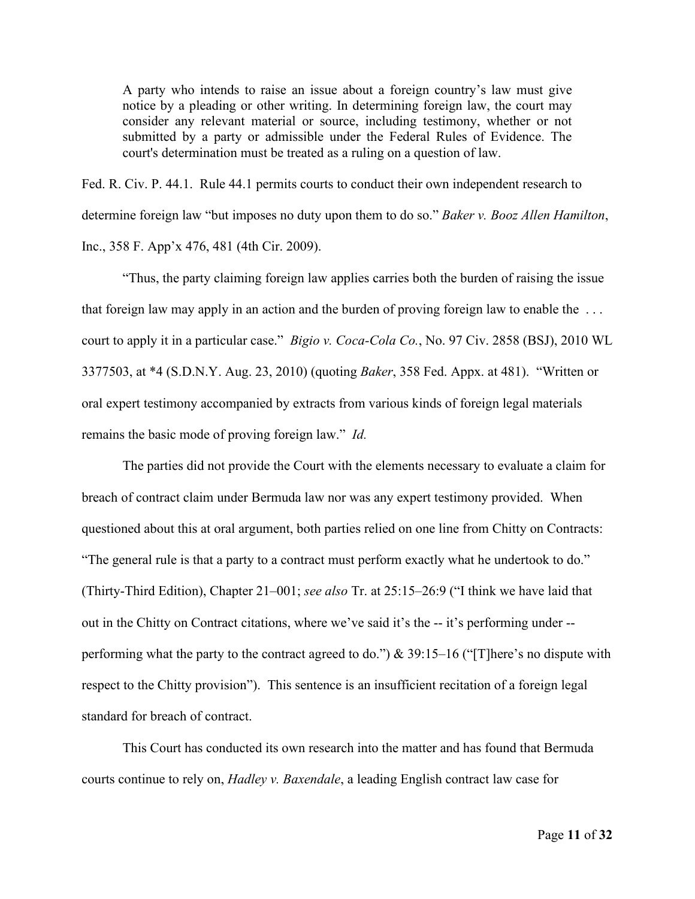> A party who intends to raise an issue about a foreign country's law must give notice by a pleading or other writing. In determining foreign law, the court may consider any relevant material or source, including testimony, whether or not submitted by a party or admissible under the Federal Rules of Evidence. The court's determination must be treated as a ruling on a question of law.

Fed. R. Civ. P. 44.1. Rule 44.1 permits courts to conduct their own independent research to determine foreign law "but imposes no duty upon them to do so." *Baker v. Booz Allen Hamilton*, Inc., 358 F. App'x 476, 481 (4th Cir. 2009).

"Thus, the party claiming foreign law applies carries both the burden of raising the issue that foreign law may apply in an action and the burden of proving foreign law to enable the . . . court to apply it in a particular case." *Bigio v. Coca-Cola Co.*, No. 97 Civ. 2858 (BSJ), 2010 WL 3377503, at *4 (S.D.N.Y. Aug. 23, 2010) (quoting *Baker*, 358 Fed. Appx. at 481). "Written or oral expert testimony accompanied by extracts from various kinds of foreign legal materials remains the basic mode of proving foreign law." *Id.*

The parties did not provide the Court with the elements necessary to evaluate a claim for breach of contract claim under Bermuda law nor was any expert testimony provided. When questioned about this at oral argument, both parties relied on one line from Chitty on Contracts: "The general rule is that a party to a contract must perform exactly what he undertook to do." (Thirty-Third Edition), Chapter 21–001; *see also* Tr. at 25:15–26:9 ("I think we have laid that out in the Chitty on Contract citations, where we've said it's the -- it's performing under -- performing what the party to the contract agreed to do.") & 39:15–16 ("[T]here's no dispute with respect to the Chitty provision"). This sentence is an insufficient recitation of a foreign legal standard for breach of contract.

This Court has conducted its own research into the matter and has found that Bermuda courts continue to rely on, *Hadley v. Baxendale*, a leading English contract law case for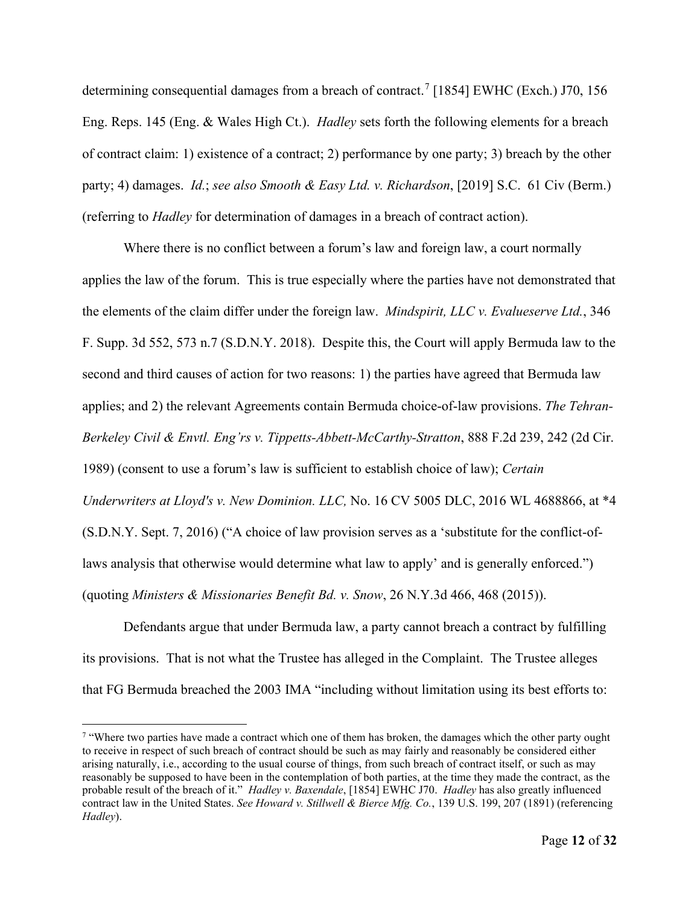determining consequential damages from a breach of contract.[7] [1854] EWHC (Exch.) J70, 156 Eng. Reps. 145 (Eng. & Wales High Ct.). *Hadley* sets forth the following elements for a breach of contract claim: 1) existence of a contract; 2) performance by one party; 3) breach by the other party; 4) damages. *Id.*; *see also Smooth & Easy Ltd. v. Richardson*, [2019] S.C. 61 Civ (Berm.) (referring to *Hadley* for determination of damages in a breach of contract action).

Where there is no conflict between a forum's law and foreign law, a court normally applies the law of the forum. This is true especially where the parties have not demonstrated that the elements of the claim differ under the foreign law. *Mindspirit, LLC v. Evalueserve Ltd.*, 346 F. Supp. 3d 552, 573 n.7 (S.D.N.Y. 2018). Despite this, the Court will apply Bermuda law to the second and third causes of action for two reasons: 1) the parties have agreed that Bermuda law applies; and 2) the relevant Agreements contain Bermuda choice-of-law provisions. *The Tehran-Berkeley Civil & Envtl. Eng'rs v. Tippetts-Abbett-McCarthy-Stratton*, 888 F.2d 239, 242 (2d Cir. 1989) (consent to use a forum's law is sufficient to establish choice of law); *Certain Underwriters at Lloyd's v. New Dominion. LLC,* No. 16 CV 5005 DLC, 2016 WL 4688866, at \*4 (S.D.N.Y. Sept. 7, 2016) ("A choice of law provision serves as a 'substitute for the conflict-of-laws analysis that otherwise would determine what law to apply' and is generally enforced.") (quoting *Ministers & Missionaries Benefit Bd. v. Snow*, 26 N.Y.3d 466, 468 (2015)).

Defendants argue that under Bermuda law, a party cannot breach a contract by fulfilling its provisions. That is not what the Trustee has alleged in the Complaint. The Trustee alleges that FG Bermuda breached the 2003 IMA "including without limitation using its best efforts to:

---

[7] "Where two parties have made a contract which one of them has broken, the damages which the other party ought to receive in respect of such breach of contract should be such as may fairly and reasonably be considered either arising naturally, i.e., according to the usual course of things, from such breach of contract itself, or such as may reasonably be supposed to have been in the contemplation of both parties, at the time they made the contract, as the probable result of the breach of it." *Hadley v. Baxendale*, [1854] EWHC J70. *Hadley* has also greatly influenced contract law in the United States. *See Howard v. Stillwell & Bierce Mfg. Co.*, 139 U.S. 199, 207 (1891) (referencing *Hadley*).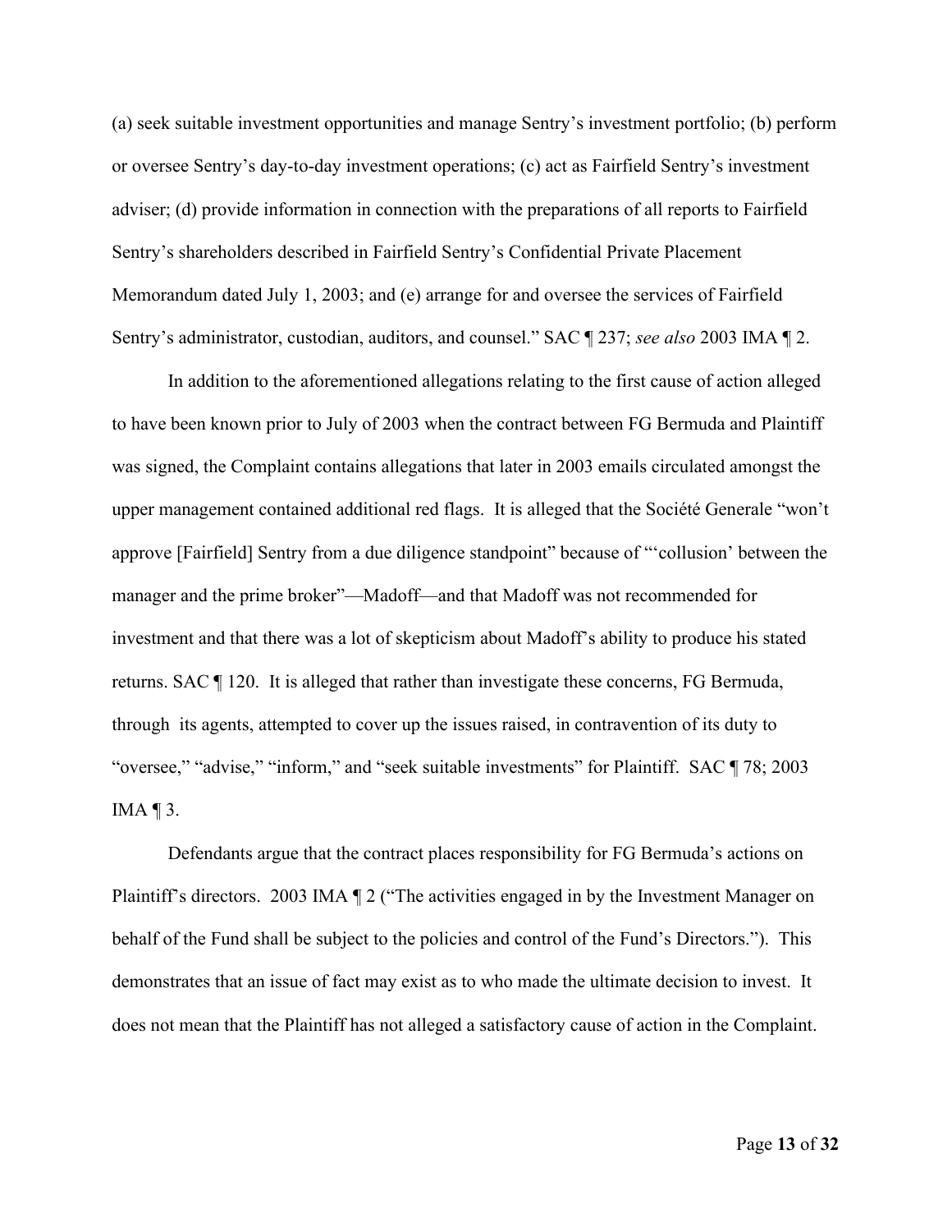(a) seek suitable investment opportunities and manage Sentry's investment portfolio; (b) perform or oversee Sentry's day-to-day investment operations; (c) act as Fairfield Sentry's investment adviser; (d) provide information in connection with the preparations of all reports to Fairfield Sentry's shareholders described in Fairfield Sentry's Confidential Private Placement Memorandum dated July 1, 2003; and (e) arrange for and oversee the services of Fairfield Sentry's administrator, custodian, auditors, and counsel." SAC ¶ 237; *see also* 2003 IMA ¶ 2.

In addition to the aforementioned allegations relating to the first cause of action alleged to have been known prior to July of 2003 when the contract between FG Bermuda and Plaintiff was signed, the Complaint contains allegations that later in 2003 emails circulated amongst the upper management contained additional red flags. It is alleged that the Société Generale "won't approve [Fairfield] Sentry from a due diligence standpoint" because of "'collusion' between the manager and the prime broker"—Madoff—and that Madoff was not recommended for investment and that there was a lot of skepticism about Madoff's ability to produce his stated returns. SAC ¶ 120. It is alleged that rather than investigate these concerns, FG Bermuda, through its agents, attempted to cover up the issues raised, in contravention of its duty to "oversee," "advise," "inform," and "seek suitable investments" for Plaintiff. SAC ¶ 78; 2003 IMA ¶ 3.

Defendants argue that the contract places responsibility for FG Bermuda's actions on Plaintiff's directors. 2003 IMA ¶ 2 ("The activities engaged in by the Investment Manager on behalf of the Fund shall be subject to the policies and control of the Fund's Directors."). This demonstrates that an issue of fact may exist as to who made the ultimate decision to invest. It does not mean that the Plaintiff has not alleged a satisfactory cause of action in the Complaint.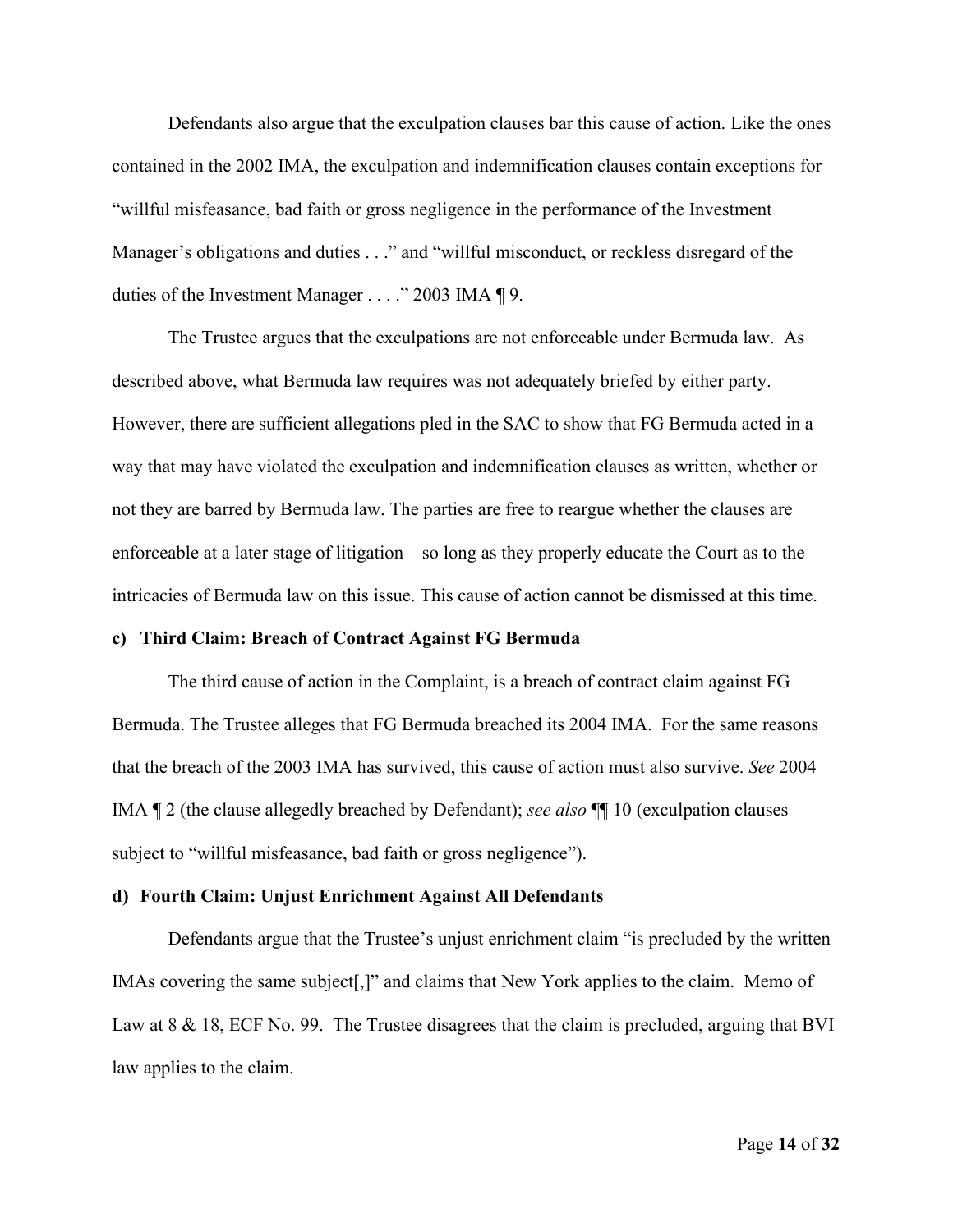Defendants also argue that the exculpation clauses bar this cause of action. Like the ones contained in the 2002 IMA, the exculpation and indemnification clauses contain exceptions for "willful misfeasance, bad faith or gross negligence in the performance of the Investment Manager's obligations and duties . . ." and "willful misconduct, or reckless disregard of the duties of the Investment Manager . . . ." 2003 IMA ¶ 9.

The Trustee argues that the exculpations are not enforceable under Bermuda law. As described above, what Bermuda law requires was not adequately briefed by either party. However, there are sufficient allegations pled in the SAC to show that FG Bermuda acted in a way that may have violated the exculpation and indemnification clauses as written, whether or not they are barred by Bermuda law. The parties are free to reargue whether the clauses are enforceable at a later stage of litigation—so long as they properly educate the Court as to the intricacies of Bermuda law on this issue. This cause of action cannot be dismissed at this time.

**c) Third Claim: Breach of Contract Against FG Bermuda**

The third cause of action in the Complaint, is a breach of contract claim against FG Bermuda. The Trustee alleges that FG Bermuda breached its 2004 IMA. For the same reasons that the breach of the 2003 IMA has survived, this cause of action must also survive. *See* 2004 IMA ¶ 2 (the clause allegedly breached by Defendant); *see also* ¶¶ 10 (exculpation clauses subject to "willful misfeasance, bad faith or gross negligence").

**d) Fourth Claim: Unjust Enrichment Against All Defendants**

Defendants argue that the Trustee's unjust enrichment claim "is precluded by the written IMAs covering the same subject[,]" and claims that New York applies to the claim. Memo of Law at 8 & 18, ECF No. 99. The Trustee disagrees that the claim is precluded, arguing that BVI law applies to the claim.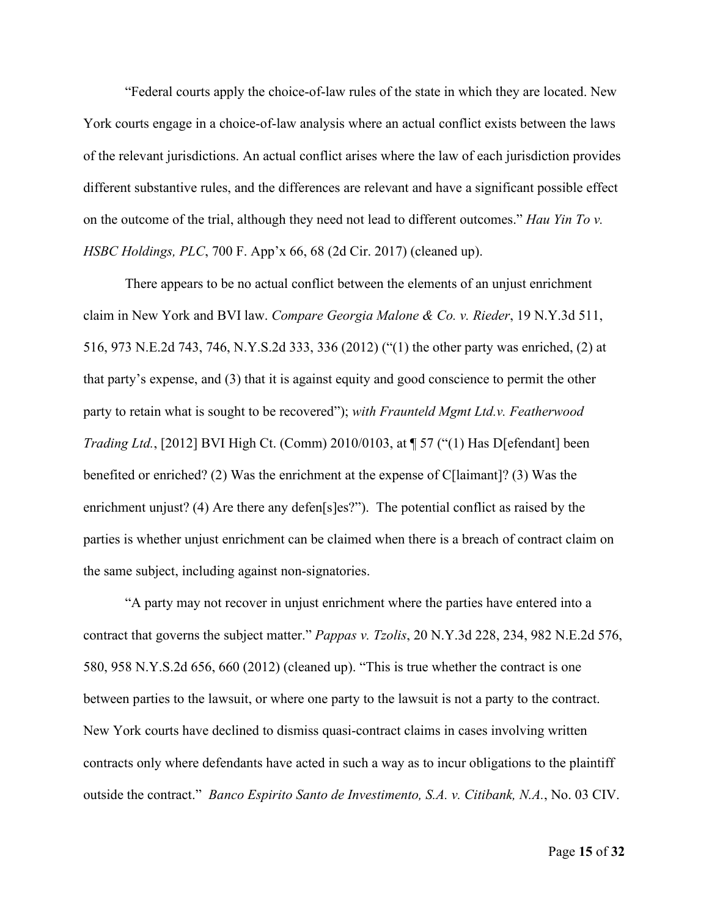"Federal courts apply the choice-of-law rules of the state in which they are located. New York courts engage in a choice-of-law analysis where an actual conflict exists between the laws of the relevant jurisdictions. An actual conflict arises where the law of each jurisdiction provides different substantive rules, and the differences are relevant and have a significant possible effect on the outcome of the trial, although they need not lead to different outcomes." *Hau Yin To v. HSBC Holdings, PLC*, 700 F. App'x 66, 68 (2d Cir. 2017) (cleaned up).

There appears to be no actual conflict between the elements of an unjust enrichment claim in New York and BVI law. *Compare Georgia Malone & Co. v. Rieder*, 19 N.Y.3d 511, 516, 973 N.E.2d 743, 746, N.Y.S.2d 333, 336 (2012) ("(1) the other party was enriched, (2) at that party's expense, and (3) that it is against equity and good conscience to permit the other party to retain what is sought to be recovered"); *with Frаunteld Mgmt Ltd.v. Featherwood Trading Ltd.*, [2012] BVI High Ct. (Comm) 2010/0103, at ¶ 57 ("(1) Has D[efendant] been benefited or enriched? (2) Was the enrichment at the expense of C[laimant]? (3) Was the enrichment unjust? (4) Are there any defen[s]es?"). The potential conflict as raised by the parties is whether unjust enrichment can be claimed when there is a breach of contract claim on the same subject, including against non-signatories.

"A party may not recover in unjust enrichment where the parties have entered into a contract that governs the subject matter." *Pappas v. Tzolis*, 20 N.Y.3d 228, 234, 982 N.E.2d 576, 580, 958 N.Y.S.2d 656, 660 (2012) (cleaned up). "This is true whether the contract is one between parties to the lawsuit, or where one party to the lawsuit is not a party to the contract. New York courts have declined to dismiss quasi-contract claims in cases involving written contracts only where defendants have acted in such a way as to incur obligations to the plaintiff outside the contract." *Banco Espirito Santo de Investimento, S.A. v. Citibank, N.A.*, No. 03 CIV.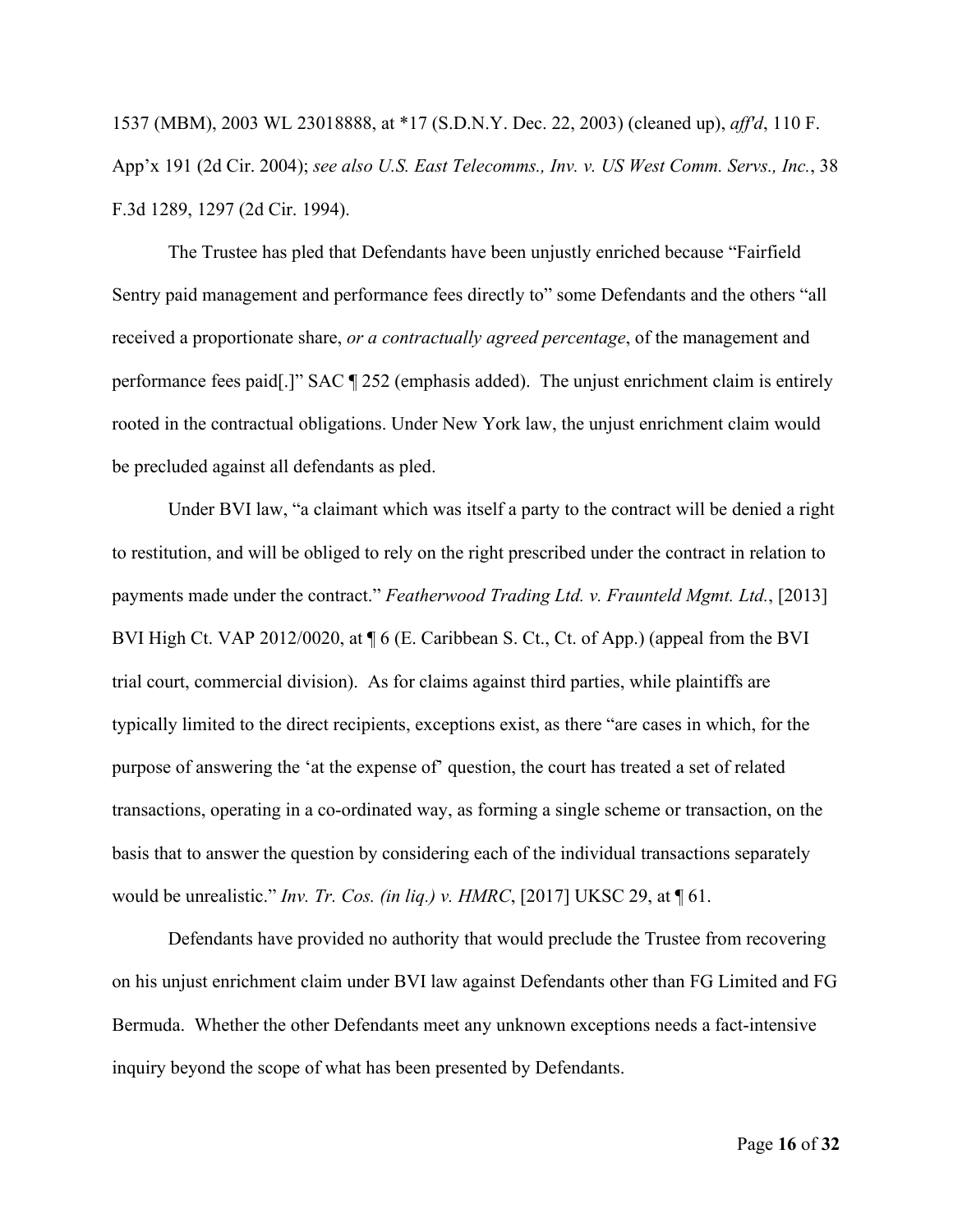1537 (MBM), 2003 WL 23018888, at *17 (S.D.N.Y. Dec. 22, 2003) (cleaned up), *aff'd*, 110 F. App'x 191 (2d Cir. 2004); *see also U.S. East Telecomms., Inv. v. US West Comm. Servs., Inc.*, 38 F.3d 1289, 1297 (2d Cir. 1994).

The Trustee has pled that Defendants have been unjustly enriched because "Fairfield Sentry paid management and performance fees directly to" some Defendants and the others "all received a proportionate share, *or a contractually agreed percentage*, of the management and performance fees paid[.]" SAC ¶ 252 (emphasis added). The unjust enrichment claim is entirely rooted in the contractual obligations. Under New York law, the unjust enrichment claim would be precluded against all defendants as pled.

Under BVI law, "a claimant which was itself a party to the contract will be denied a right to restitution, and will be obliged to rely on the right prescribed under the contract in relation to payments made under the contract." *Featherwood Trading Ltd. v. Fraunteld Mgmt. Ltd.*, [2013] BVI High Ct. VAP 2012/0020, at ¶ 6 (E. Caribbean S. Ct., Ct. of App.) (appeal from the BVI trial court, commercial division). As for claims against third parties, while plaintiffs are typically limited to the direct recipients, exceptions exist, as there "are cases in which, for the purpose of answering the 'at the expense of' question, the court has treated a set of related transactions, operating in a co-ordinated way, as forming a single scheme or transaction, on the basis that to answer the question by considering each of the individual transactions separately would be unrealistic." *Inv. Tr. Cos. (in liq.) v. HMRC*, [2017] UKSC 29, at ¶ 61.

Defendants have provided no authority that would preclude the Trustee from recovering on his unjust enrichment claim under BVI law against Defendants other than FG Limited and FG Bermuda. Whether the other Defendants meet any unknown exceptions needs a fact-intensive inquiry beyond the scope of what has been presented by Defendants.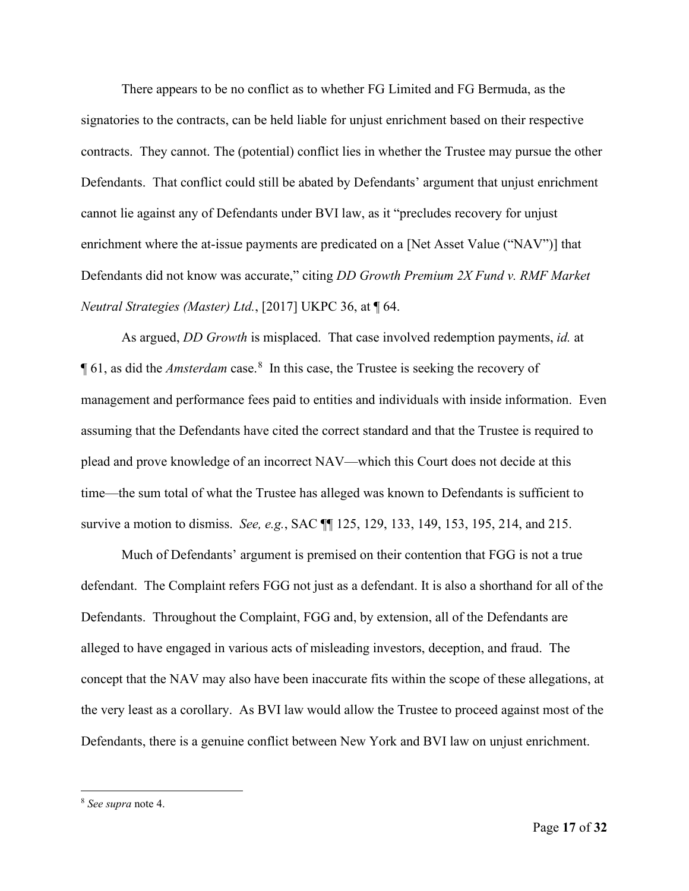There appears to be no conflict as to whether FG Limited and FG Bermuda, as the signatories to the contracts, can be held liable for unjust enrichment based on their respective contracts. They cannot. The (potential) conflict lies in whether the Trustee may pursue the other Defendants. That conflict could still be abated by Defendants' argument that unjust enrichment cannot lie against any of Defendants under BVI law, as it "precludes recovery for unjust enrichment where the at-issue payments are predicated on a [Net Asset Value ("NAV")] that Defendants did not know was accurate," citing *DD Growth Premium 2X Fund v. RMF Market Neutral Strategies (Master) Ltd.*, [2017] UKPC 36, at ¶ 64.

As argued, *DD Growth* is misplaced. That case involved redemption payments, *id.* at ¶ 61, as did the *Amsterdam* case.[8] In this case, the Trustee is seeking the recovery of management and performance fees paid to entities and individuals with inside information. Even assuming that the Defendants have cited the correct standard and that the Trustee is required to plead and prove knowledge of an incorrect NAV—which this Court does not decide at this time—the sum total of what the Trustee has alleged was known to Defendants is sufficient to survive a motion to dismiss. *See, e.g.*, SAC ¶¶ 125, 129, 133, 149, 153, 195, 214, and 215.

Much of Defendants' argument is premised on their contention that FGG is not a true defendant. The Complaint refers FGG not just as a defendant. It is also a shorthand for all of the Defendants. Throughout the Complaint, FGG and, by extension, all of the Defendants are alleged to have engaged in various acts of misleading investors, deception, and fraud. The concept that the NAV may also have been inaccurate fits within the scope of these allegations, at the very least as a corollary. As BVI law would allow the Trustee to proceed against most of the Defendants, there is a genuine conflict between New York and BVI law on unjust enrichment.

---

[8] *See supra* note 4.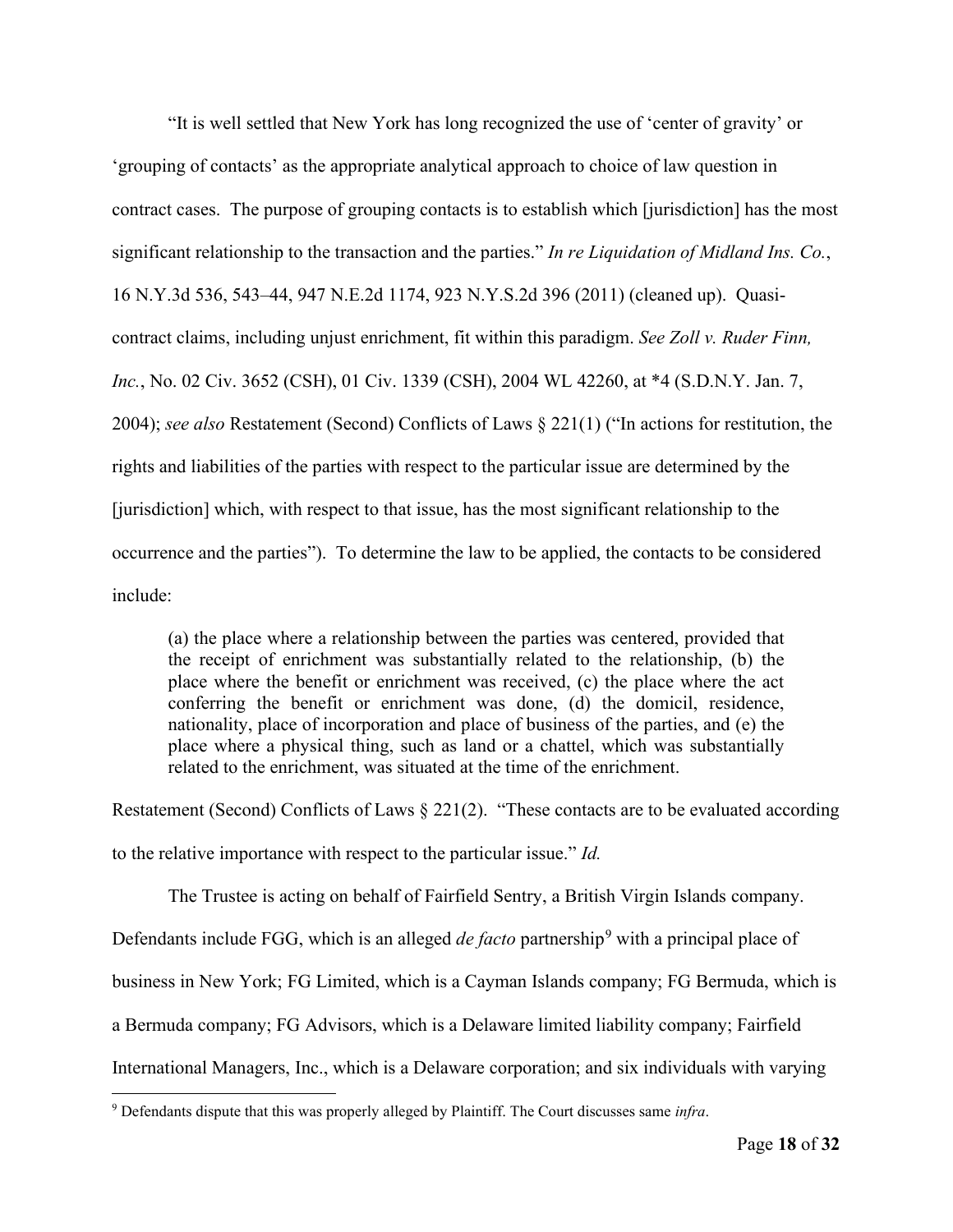"It is well settled that New York has long recognized the use of 'center of gravity' or 'grouping of contacts' as the appropriate analytical approach to choice of law question in contract cases. The purpose of grouping contacts is to establish which [jurisdiction] has the most significant relationship to the transaction and the parties." *In re Liquidation of Midland Ins. Co.*, 16 N.Y.3d 536, 543–44, 947 N.E.2d 1174, 923 N.Y.S.2d 396 (2011) (cleaned up). Quasi-contract claims, including unjust enrichment, fit within this paradigm. *See Zoll v. Ruder Finn, Inc.*, No. 02 Civ. 3652 (CSH), 01 Civ. 1339 (CSH), 2004 WL 42260, at *4 (S.D.N.Y. Jan. 7, 2004); *see also* Restatement (Second) Conflicts of Laws § 221(1) ("In actions for restitution, the rights and liabilities of the parties with respect to the particular issue are determined by the [jurisdiction] which, with respect to that issue, has the most significant relationship to the occurrence and the parties"). To determine the law to be applied, the contacts to be considered include:

> (a) the place where a relationship between the parties was centered, provided that the receipt of enrichment was substantially related to the relationship, (b) the place where the benefit or enrichment was received, (c) the place where the act conferring the benefit or enrichment was done, (d) the domicil, residence, nationality, place of incorporation and place of business of the parties, and (e) the place where a physical thing, such as land or a chattel, which was substantially related to the enrichment, was situated at the time of the enrichment.

Restatement (Second) Conflicts of Laws § 221(2). "These contacts are to be evaluated according to the relative importance with respect to the particular issue." *Id.*

The Trustee is acting on behalf of Fairfield Sentry, a British Virgin Islands company. Defendants include FGG, which is an alleged *de facto* partnership[9] with a principal place of business in New York; FG Limited, which is a Cayman Islands company; FG Bermuda, which is a Bermuda company; FG Advisors, which is a Delaware limited liability company; Fairfield International Managers, Inc., which is a Delaware corporation; and six individuals with varying

[9] Defendants dispute that this was properly alleged by Plaintiff. The Court discusses same *infra*.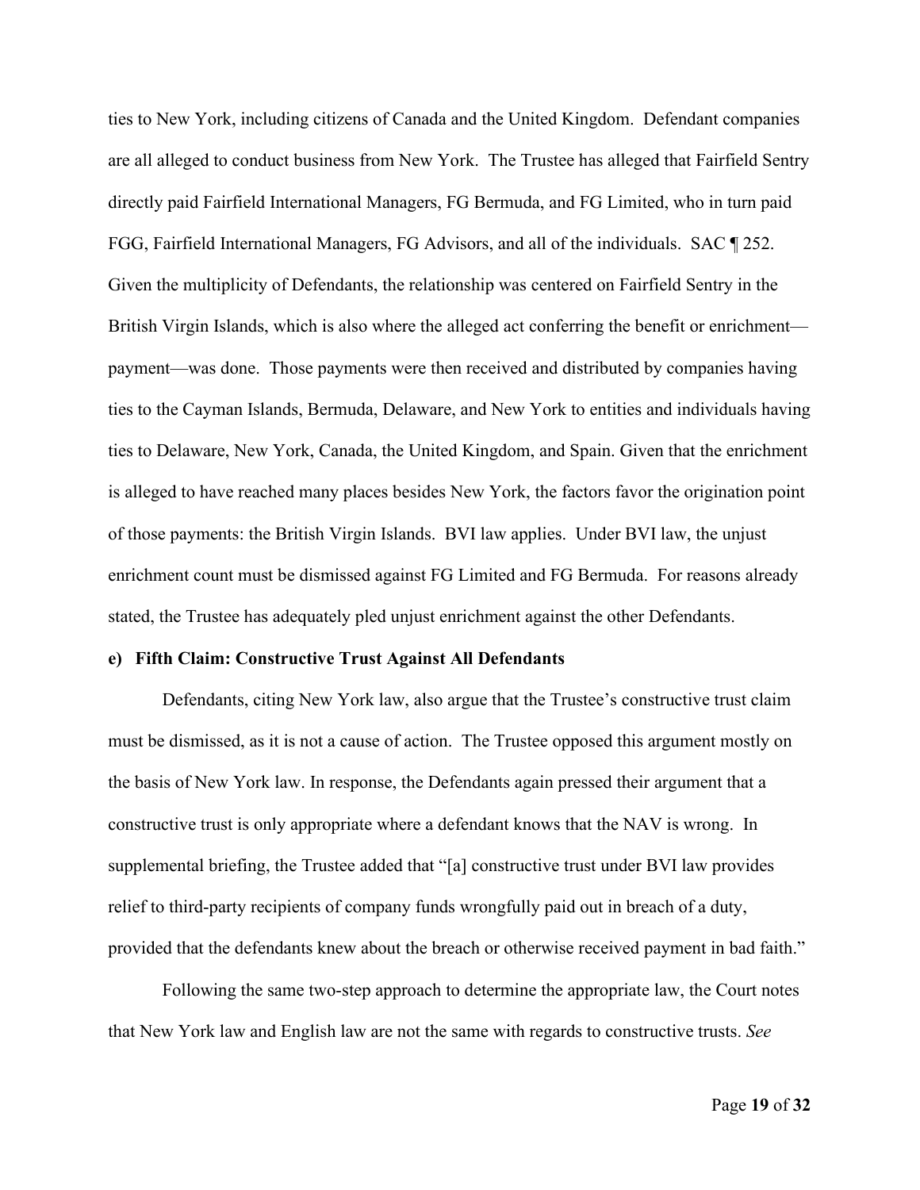ties to New York, including citizens of Canada and the United Kingdom. Defendant companies are all alleged to conduct business from New York. The Trustee has alleged that Fairfield Sentry directly paid Fairfield International Managers, FG Bermuda, and FG Limited, who in turn paid FGG, Fairfield International Managers, FG Advisors, and all of the individuals. SAC ¶ 252. Given the multiplicity of Defendants, the relationship was centered on Fairfield Sentry in the British Virgin Islands, which is also where the alleged act conferring the benefit or enrichment—payment—was done. Those payments were then received and distributed by companies having ties to the Cayman Islands, Bermuda, Delaware, and New York to entities and individuals having ties to Delaware, New York, Canada, the United Kingdom, and Spain. Given that the enrichment is alleged to have reached many places besides New York, the factors favor the origination point of those payments: the British Virgin Islands. BVI law applies. Under BVI law, the unjust enrichment count must be dismissed against FG Limited and FG Bermuda. For reasons already stated, the Trustee has adequately pled unjust enrichment against the other Defendants.

**e) Fifth Claim: Constructive Trust Against All Defendants**

Defendants, citing New York law, also argue that the Trustee's constructive trust claim must be dismissed, as it is not a cause of action. The Trustee opposed this argument mostly on the basis of New York law. In response, the Defendants again pressed their argument that a constructive trust is only appropriate where a defendant knows that the NAV is wrong. In supplemental briefing, the Trustee added that "[a] constructive trust under BVI law provides relief to third-party recipients of company funds wrongfully paid out in breach of a duty, provided that the defendants knew about the breach or otherwise received payment in bad faith."

Following the same two-step approach to determine the appropriate law, the Court notes that New York law and English law are not the same with regards to constructive trusts. *See*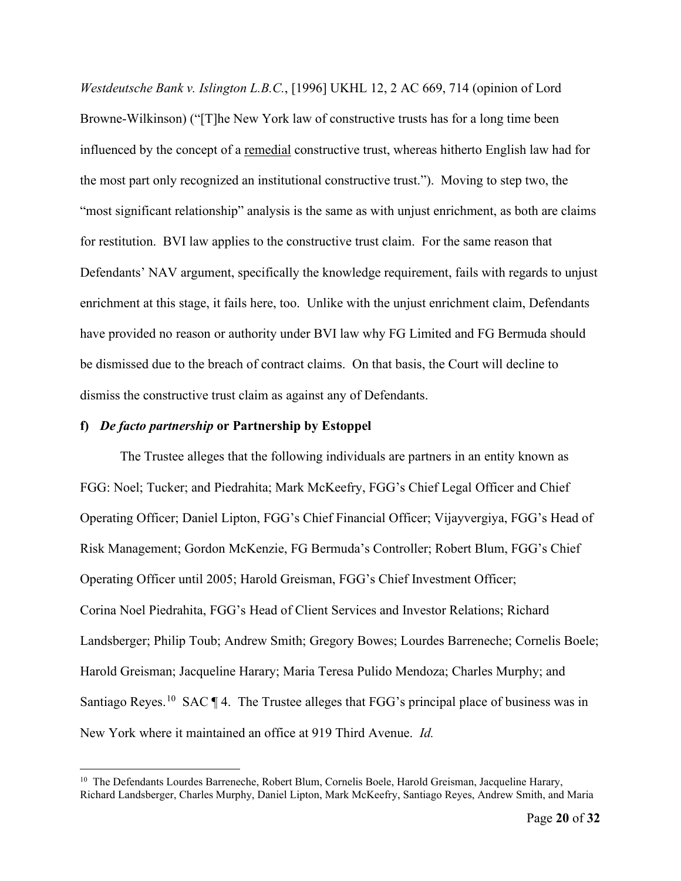*Westdeutsche Bank v. Islington L.B.C.*, [1996] UKHL 12, 2 AC 669, 714 (opinion of Lord Browne-Wilkinson) ("[T]he New York law of constructive trusts has for a long time been influenced by the concept of a remedial constructive trust, whereas hitherto English law had for the most part only recognized an institutional constructive trust."). Moving to step two, the "most significant relationship" analysis is the same as with unjust enrichment, as both are claims for restitution. BVI law applies to the constructive trust claim. For the same reason that Defendants' NAV argument, specifically the knowledge requirement, fails with regards to unjust enrichment at this stage, it fails here, too. Unlike with the unjust enrichment claim, Defendants have provided no reason or authority under BVI law why FG Limited and FG Bermuda should be dismissed due to the breach of contract claims. On that basis, the Court will decline to dismiss the constructive trust claim as against any of Defendants.

**f) *De facto partnership* or Partnership by Estoppel**

The Trustee alleges that the following individuals are partners in an entity known as FGG: Noel; Tucker; and Piedrahita; Mark McKeefry, FGG's Chief Legal Officer and Chief Operating Officer; Daniel Lipton, FGG's Chief Financial Officer; Vijayvergiya, FGG's Head of Risk Management; Gordon McKenzie, FG Bermuda's Controller; Robert Blum, FGG's Chief Operating Officer until 2005; Harold Greisman, FGG's Chief Investment Officer; Corina Noel Piedrahita, FGG's Head of Client Services and Investor Relations; Richard Landsberger; Philip Toub; Andrew Smith; Gregory Bowes; Lourdes Barreneche; Cornelis Boele; Harold Greisman; Jacqueline Harary; Maria Teresa Pulido Mendoza; Charles Murphy; and Santiago Reyes.[10] SAC ¶ 4. The Trustee alleges that FGG's principal place of business was in New York where it maintained an office at 919 Third Avenue. *Id.*

---

[10] The Defendants Lourdes Barreneche, Robert Blum, Cornelis Boele, Harold Greisman, Jacqueline Harary, Richard Landsberger, Charles Murphy, Daniel Lipton, Mark McKeefry, Santiago Reyes, Andrew Smith, and Maria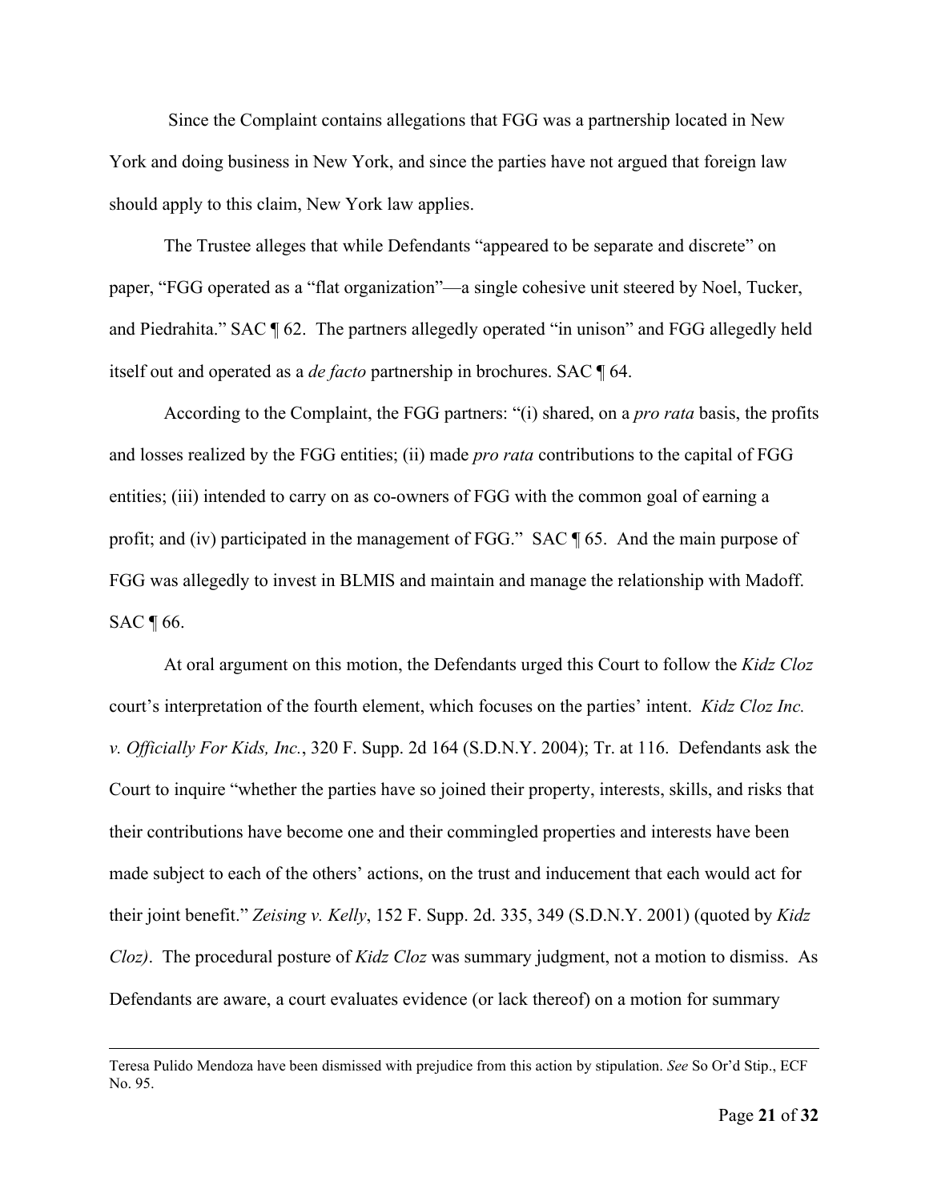Since the Complaint contains allegations that FGG was a partnership located in New York and doing business in New York, and since the parties have not argued that foreign law should apply to this claim, New York law applies.

The Trustee alleges that while Defendants "appeared to be separate and discrete" on paper, "FGG operated as a "flat organization"—a single cohesive unit steered by Noel, Tucker, and Piedrahita." SAC ¶ 62. The partners allegedly operated "in unison" and FGG allegedly held itself out and operated as a *de facto* partnership in brochures. SAC ¶ 64.

According to the Complaint, the FGG partners: "(i) shared, on a *pro rata* basis, the profits and losses realized by the FGG entities; (ii) made *pro rata* contributions to the capital of FGG entities; (iii) intended to carry on as co-owners of FGG with the common goal of earning a profit; and (iv) participated in the management of FGG." SAC ¶ 65. And the main purpose of FGG was allegedly to invest in BLMIS and maintain and manage the relationship with Madoff. SAC ¶ 66.

At oral argument on this motion, the Defendants urged this Court to follow the *Kidz Cloz* court's interpretation of the fourth element, which focuses on the parties' intent. *Kidz Cloz Inc. v. Officially For Kids, Inc.*, 320 F. Supp. 2d 164 (S.D.N.Y. 2004); Tr. at 116. Defendants ask the Court to inquire "whether the parties have so joined their property, interests, skills, and risks that their contributions have become one and their commingled properties and interests have been made subject to each of the others' actions, on the trust and inducement that each would act for their joint benefit." *Zeising v. Kelly*, 152 F. Supp. 2d. 335, 349 (S.D.N.Y. 2001) (quoted by *Kidz Cloz)*. The procedural posture of *Kidz Cloz* was summary judgment, not a motion to dismiss. As Defendants are aware, a court evaluates evidence (or lack thereof) on a motion for summary

---

Teresa Pulido Mendoza have been dismissed with prejudice from this action by stipulation. *See* So Or'd Stip., ECF No. 95.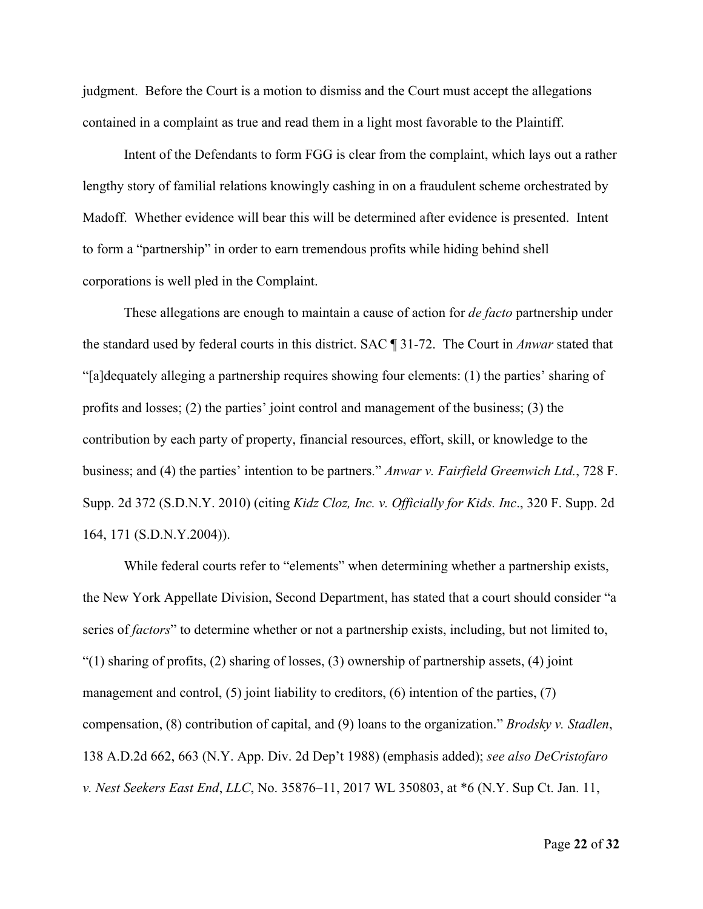judgment. Before the Court is a motion to dismiss and the Court must accept the allegations contained in a complaint as true and read them in a light most favorable to the Plaintiff.

Intent of the Defendants to form FGG is clear from the complaint, which lays out a rather lengthy story of familial relations knowingly cashing in on a fraudulent scheme orchestrated by Madoff. Whether evidence will bear this will be determined after evidence is presented. Intent to form a "partnership" in order to earn tremendous profits while hiding behind shell corporations is well pled in the Complaint.

These allegations are enough to maintain a cause of action for *de facto* partnership under the standard used by federal courts in this district. SAC ¶ 31-72. The Court in *Anwar* stated that "[a]dequately alleging a partnership requires showing four elements: (1) the parties' sharing of profits and losses; (2) the parties' joint control and management of the business; (3) the contribution by each party of property, financial resources, effort, skill, or knowledge to the business; and (4) the parties' intention to be partners." *Anwar v. Fairfield Greenwich Ltd.*, 728 F. Supp. 2d 372 (S.D.N.Y. 2010) (citing *Kidz Cloz, Inc. v. Officially for Kids. Inc*., 320 F. Supp. 2d 164, 171 (S.D.N.Y.2004)).

While federal courts refer to "elements" when determining whether a partnership exists, the New York Appellate Division, Second Department, has stated that a court should consider "a series of *factors*" to determine whether or not a partnership exists, including, but not limited to, "(1) sharing of profits, (2) sharing of losses, (3) ownership of partnership assets, (4) joint management and control, (5) joint liability to creditors, (6) intention of the parties, (7) compensation, (8) contribution of capital, and (9) loans to the organization." *Brodsky v. Stadlen*, 138 A.D.2d 662, 663 (N.Y. App. Div. 2d Dep't 1988) (emphasis added); *see also DeCristofaro v. Nest Seekers East End*, *LLC*, No. 35876–11, 2017 WL 350803, at *6 (N.Y. Sup Ct. Jan. 11,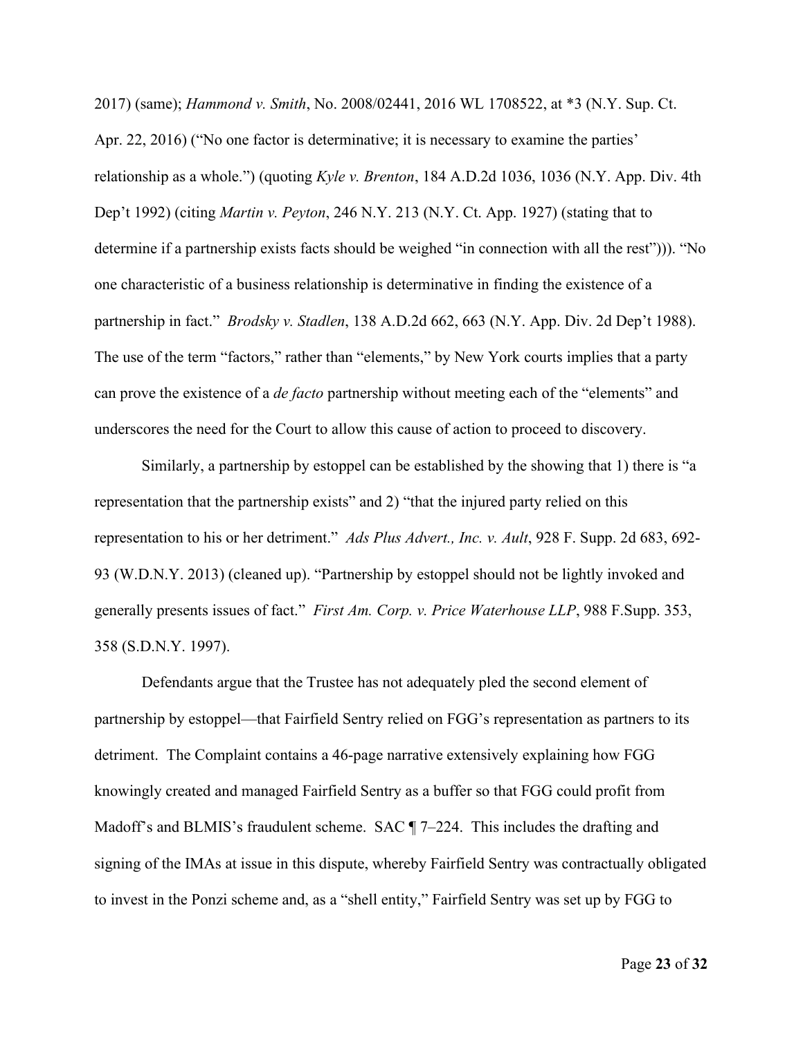2017) (same); *Hammond v. Smith*, No. 2008/02441, 2016 WL 1708522, at *3 (N.Y. Sup. Ct. Apr. 22, 2016) ("No one factor is determinative; it is necessary to examine the parties' relationship as a whole.") (quoting *Kyle v. Brenton*, 184 A.D.2d 1036, 1036 (N.Y. App. Div. 4th Dep't 1992) (citing *Martin v. Peyton*, 246 N.Y. 213 (N.Y. Ct. App. 1927) (stating that to determine if a partnership exists facts should be weighed "in connection with all the rest"))). "No one characteristic of a business relationship is determinative in finding the existence of a partnership in fact." *Brodsky v. Stadlen*, 138 A.D.2d 662, 663 (N.Y. App. Div. 2d Dep't 1988). The use of the term "factors," rather than "elements," by New York courts implies that a party can prove the existence of a *de facto* partnership without meeting each of the "elements" and underscores the need for the Court to allow this cause of action to proceed to discovery.

Similarly, a partnership by estoppel can be established by the showing that 1) there is "a representation that the partnership exists" and 2) "that the injured party relied on this representation to his or her detriment." *Ads Plus Advert., Inc. v. Ault*, 928 F. Supp. 2d 683, 692-93 (W.D.N.Y. 2013) (cleaned up). "Partnership by estoppel should not be lightly invoked and generally presents issues of fact." *First Am. Corp. v. Price Waterhouse LLP*, 988 F.Supp. 353, 358 (S.D.N.Y. 1997).

Defendants argue that the Trustee has not adequately pled the second element of partnership by estoppel—that Fairfield Sentry relied on FGG's representation as partners to its detriment. The Complaint contains a 46-page narrative extensively explaining how FGG knowingly created and managed Fairfield Sentry as a buffer so that FGG could profit from Madoff's and BLMIS's fraudulent scheme. SAC ¶ 7–224. This includes the drafting and signing of the IMAs at issue in this dispute, whereby Fairfield Sentry was contractually obligated to invest in the Ponzi scheme and, as a "shell entity," Fairfield Sentry was set up by FGG to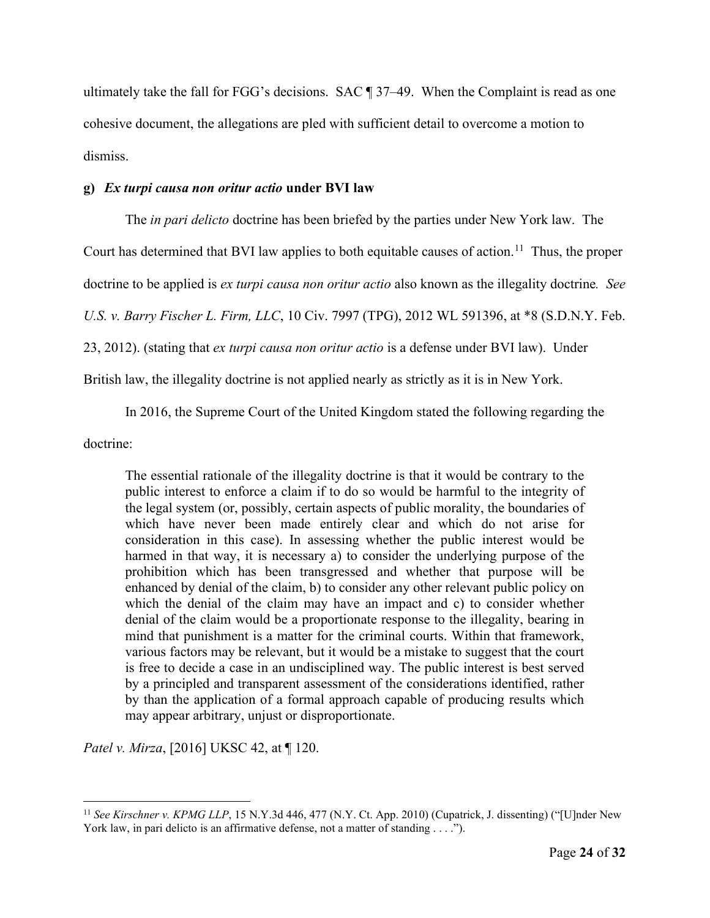ultimately take the fall for FGG's decisions. SAC ¶ 37–49. When the Complaint is read as one cohesive document, the allegations are pled with sufficient detail to overcome a motion to dismiss.

**g) *Ex turpi causa non oritur actio* under BVI law**

The *in pari delicto* doctrine has been briefed by the parties under New York law. The Court has determined that BVI law applies to both equitable causes of action.[11] Thus, the proper doctrine to be applied is *ex turpi causa non oritur actio* also known as the illegality doctrine*. See U.S. v. Barry Fischer L. Firm, LLC*, 10 Civ. 7997 (TPG), 2012 WL 591396, at *8 (S.D.N.Y. Feb. 23, 2012). (stating that *ex turpi causa non oritur actio* is a defense under BVI law). Under British law, the illegality doctrine is not applied nearly as strictly as it is in New York.

In 2016, the Supreme Court of the United Kingdom stated the following regarding the doctrine:

> The essential rationale of the illegality doctrine is that it would be contrary to the public interest to enforce a claim if to do so would be harmful to the integrity of the legal system (or, possibly, certain aspects of public morality, the boundaries of which have never been made entirely clear and which do not arise for consideration in this case). In assessing whether the public interest would be harmed in that way, it is necessary a) to consider the underlying purpose of the prohibition which has been transgressed and whether that purpose will be enhanced by denial of the claim, b) to consider any other relevant public policy on which the denial of the claim may have an impact and c) to consider whether denial of the claim would be a proportionate response to the illegality, bearing in mind that punishment is a matter for the criminal courts. Within that framework, various factors may be relevant, but it would be a mistake to suggest that the court is free to decide a case in an undisciplined way. The public interest is best served by a principled and transparent assessment of the considerations identified, rather by than the application of a formal approach capable of producing results which may appear arbitrary, unjust or disproportionate.

*Patel v. Mirza*, [2016] UKSC 42, at ¶ 120.

---

[11] *See Kirschner v. KPMG LLP*, 15 N.Y.3d 446, 477 (N.Y. Ct. App. 2010) (Cupatrick, J. dissenting) ("[U]nder New York law, in pari delicto is an affirmative defense, not a matter of standing . . . .").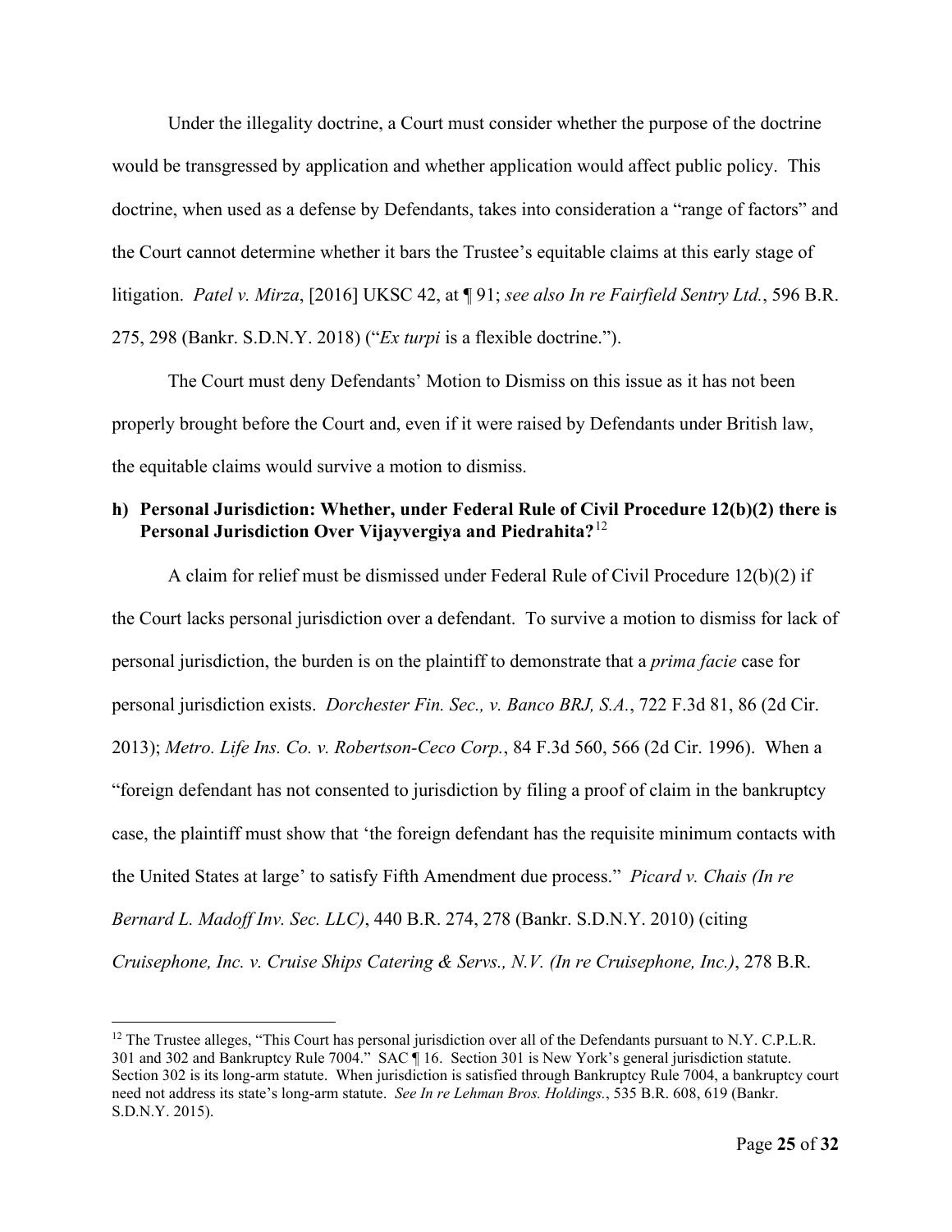Under the illegality doctrine, a Court must consider whether the purpose of the doctrine would be transgressed by application and whether application would affect public policy. This doctrine, when used as a defense by Defendants, takes into consideration a "range of factors" and the Court cannot determine whether it bars the Trustee's equitable claims at this early stage of litigation. *Patel v. Mirza*, [2016] UKSC 42, at ¶ 91; *see also In re Fairfield Sentry Ltd.*, 596 B.R. 275, 298 (Bankr. S.D.N.Y. 2018) ("*Ex turpi* is a flexible doctrine.").

The Court must deny Defendants' Motion to Dismiss on this issue as it has not been properly brought before the Court and, even if it were raised by Defendants under British law, the equitable claims would survive a motion to dismiss.

### h) Personal Jurisdiction: Whether, under Federal Rule of Civil Procedure 12(b)(2) there is Personal Jurisdiction Over Vijayvergiya and Piedrahita?[12]

A claim for relief must be dismissed under Federal Rule of Civil Procedure 12(b)(2) if the Court lacks personal jurisdiction over a defendant. To survive a motion to dismiss for lack of personal jurisdiction, the burden is on the plaintiff to demonstrate that a *prima facie* case for personal jurisdiction exists. *Dorchester Fin. Sec., v. Banco BRJ, S.A.*, 722 F.3d 81, 86 (2d Cir. 2013); *Metro. Life Ins. Co. v. Robertson-Ceco Corp.*, 84 F.3d 560, 566 (2d Cir. 1996). When a "foreign defendant has not consented to jurisdiction by filing a proof of claim in the bankruptcy case, the plaintiff must show that 'the foreign defendant has the requisite minimum contacts with the United States at large' to satisfy Fifth Amendment due process." *Picard v. Chais (In re Bernard L. Madoff Inv. Sec. LLC)*, 440 B.R. 274, 278 (Bankr. S.D.N.Y. 2010) (citing *Cruisephone, Inc. v. Cruise Ships Catering & Servs., N.V. (In re Cruisephone, Inc.)*, 278 B.R.

---

[12] The Trustee alleges, "This Court has personal jurisdiction over all of the Defendants pursuant to N.Y. C.P.L.R. 301 and 302 and Bankruptcy Rule 7004." SAC ¶ 16. Section 301 is New York's general jurisdiction statute. Section 302 is its long-arm statute. When jurisdiction is satisfied through Bankruptcy Rule 7004, a bankruptcy court need not address its state's long-arm statute. *See In re Lehman Bros. Holdings.*, 535 B.R. 608, 619 (Bankr. S.D.N.Y. 2015).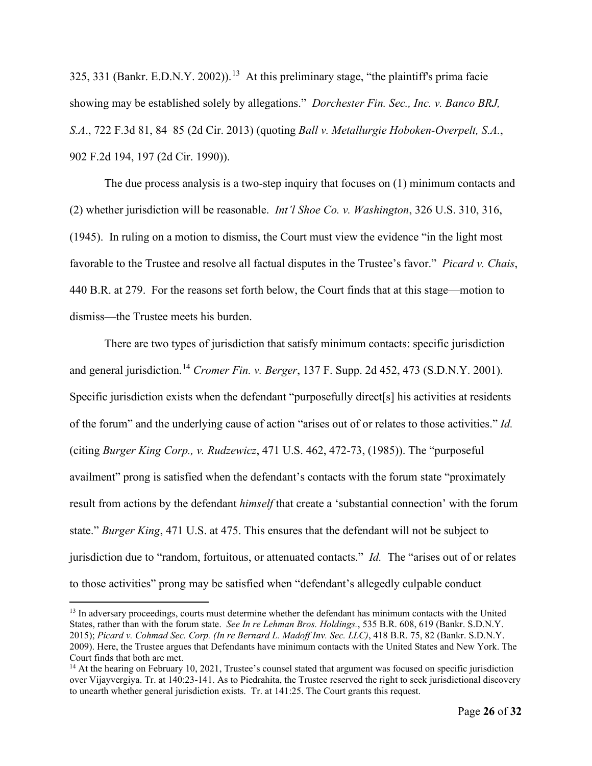325, 331 (Bankr. E.D.N.Y. 2002)).[13] At this preliminary stage, "the plaintiff's prima facie showing may be established solely by allegations." *Dorchester Fin. Sec., Inc. v. Banco BRJ, S.A*., 722 F.3d 81, 84–85 (2d Cir. 2013) (quoting *Ball v. Metallurgie Hoboken-Overpelt, S.A.*, 902 F.2d 194, 197 (2d Cir. 1990)).

The due process analysis is a two-step inquiry that focuses on (1) minimum contacts and (2) whether jurisdiction will be reasonable. *Int'l Shoe Co. v. Washington*, 326 U.S. 310, 316, (1945). In ruling on a motion to dismiss, the Court must view the evidence "in the light most favorable to the Trustee and resolve all factual disputes in the Trustee's favor." *Picard v. Chais*, 440 B.R. at 279. For the reasons set forth below, the Court finds that at this stage—motion to dismiss—the Trustee meets his burden.

There are two types of jurisdiction that satisfy minimum contacts: specific jurisdiction and general jurisdiction.[14] *Cromer Fin. v. Berger*, 137 F. Supp. 2d 452, 473 (S.D.N.Y. 2001). Specific jurisdiction exists when the defendant "purposefully direct[s] his activities at residents of the forum" and the underlying cause of action "arises out of or relates to those activities." *Id.* (citing *Burger King Corp., v. Rudzewicz*, 471 U.S. 462, 472-73, (1985)). The "purposeful availment" prong is satisfied when the defendant's contacts with the forum state "proximately result from actions by the defendant *himself* that create a 'substantial connection' with the forum state." *Burger King*, 471 U.S. at 475. This ensures that the defendant will not be subject to jurisdiction due to "random, fortuitous, or attenuated contacts." *Id.* The "arises out of or relates to those activities" prong may be satisfied when "defendant's allegedly culpable conduct

[13] In adversary proceedings, courts must determine whether the defendant has minimum contacts with the United States, rather than with the forum state. *See In re Lehman Bros. Holdings.*, 535 B.R. 608, 619 (Bankr. S.D.N.Y. 2015); *Picard v. Cohmad Sec. Corp. (In re Bernard L. Madoff Inv. Sec. LLC)*, 418 B.R. 75, 82 (Bankr. S.D.N.Y. 2009). Here, the Trustee argues that Defendants have minimum contacts with the United States and New York. The Court finds that both are met.

[14] At the hearing on February 10, 2021, Trustee's counsel stated that argument was focused on specific jurisdiction over Vijayvergiya. Tr. at 140:23-141. As to Piedrahita, the Trustee reserved the right to seek jurisdictional discovery to unearth whether general jurisdiction exists. Tr. at 141:25. The Court grants this request.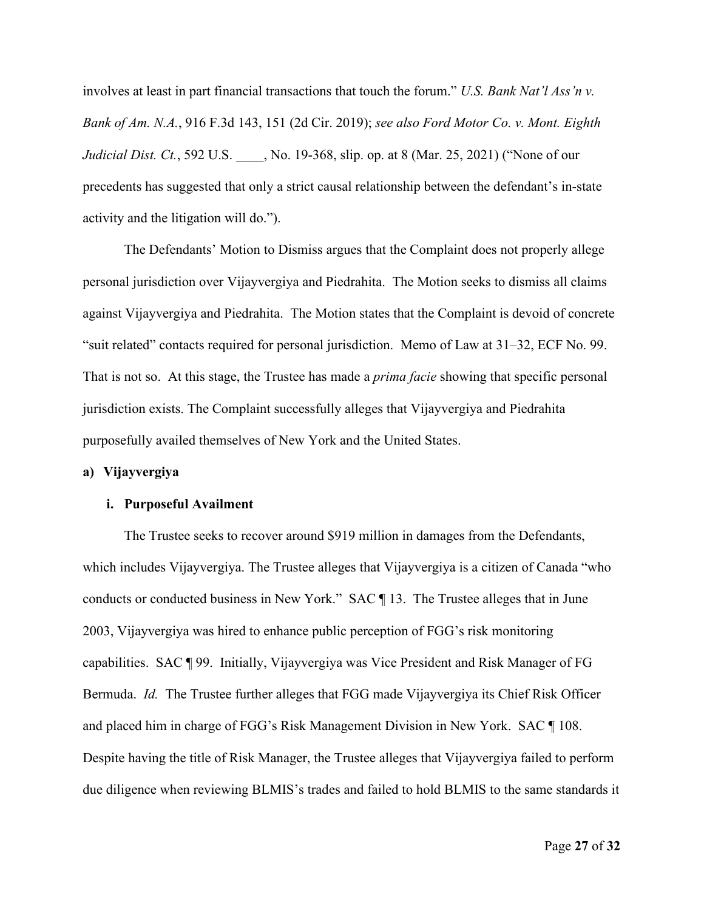involves at least in part financial transactions that touch the forum." *U.S. Bank Nat'l Ass'n v. Bank of Am. N.A.*, 916 F.3d 143, 151 (2d Cir. 2019); *see also Ford Motor Co. v. Mont. Eighth Judicial Dist. Ct.*, 592 U.S. ____, No. 19-368, slip. op. at 8 (Mar. 25, 2021) ("None of our precedents has suggested that only a strict causal relationship between the defendant's in-state activity and the litigation will do.").

The Defendants' Motion to Dismiss argues that the Complaint does not properly allege personal jurisdiction over Vijayvergiya and Piedrahita. The Motion seeks to dismiss all claims against Vijayvergiya and Piedrahita. The Motion states that the Complaint is devoid of concrete "suit related" contacts required for personal jurisdiction. Memo of Law at 31–32, ECF No. 99. That is not so. At this stage, the Trustee has made a *prima facie* showing that specific personal jurisdiction exists. The Complaint successfully alleges that Vijayvergiya and Piedrahita purposefully availed themselves of New York and the United States.

**a) Vijayvergiya**

**i. Purposeful Availment**

The Trustee seeks to recover around $919 million in damages from the Defendants, which includes Vijayvergiya. The Trustee alleges that Vijayvergiya is a citizen of Canada "who conducts or conducted business in New York." SAC ¶ 13. The Trustee alleges that in June 2003, Vijayvergiya was hired to enhance public perception of FGG's risk monitoring capabilities. SAC ¶ 99. Initially, Vijayvergiya was Vice President and Risk Manager of FG Bermuda. *Id.* The Trustee further alleges that FGG made Vijayvergiya its Chief Risk Officer and placed him in charge of FGG's Risk Management Division in New York. SAC ¶ 108. Despite having the title of Risk Manager, the Trustee alleges that Vijayvergiya failed to perform due diligence when reviewing BLMIS's trades and failed to hold BLMIS to the same standards it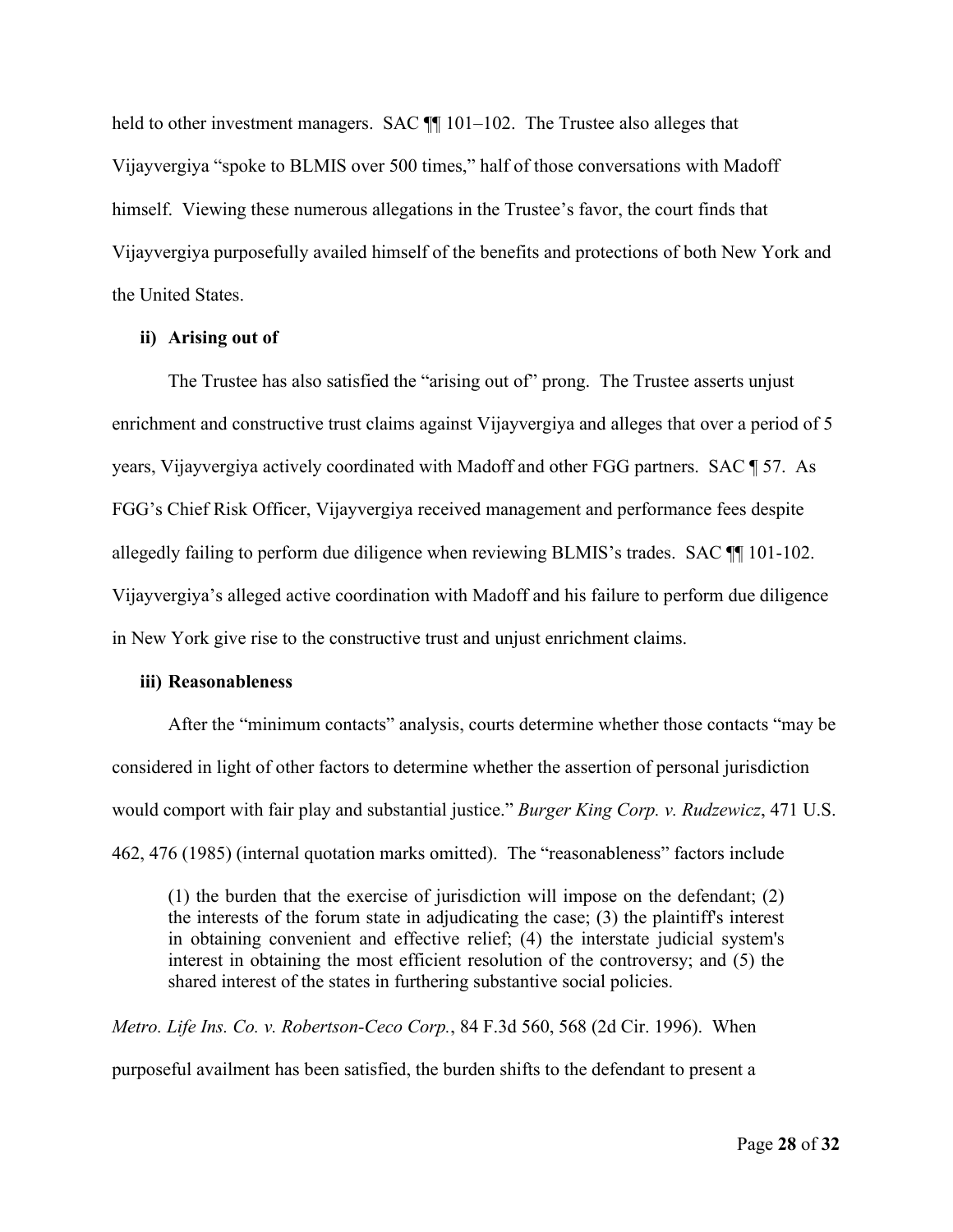held to other investment managers. SAC ¶¶ 101–102. The Trustee also alleges that Vijayvergiya "spoke to BLMIS over 500 times," half of those conversations with Madoff himself. Viewing these numerous allegations in the Trustee's favor, the court finds that Vijayvergiya purposefully availed himself of the benefits and protections of both New York and the United States.

**ii) Arising out of**

The Trustee has also satisfied the "arising out of" prong. The Trustee asserts unjust enrichment and constructive trust claims against Vijayvergiya and alleges that over a period of 5 years, Vijayvergiya actively coordinated with Madoff and other FGG partners. SAC ¶ 57. As FGG's Chief Risk Officer, Vijayvergiya received management and performance fees despite allegedly failing to perform due diligence when reviewing BLMIS's trades. SAC ¶¶ 101-102. Vijayvergiya's alleged active coordination with Madoff and his failure to perform due diligence in New York give rise to the constructive trust and unjust enrichment claims.

**iii) Reasonableness**

After the "minimum contacts" analysis, courts determine whether those contacts "may be considered in light of other factors to determine whether the assertion of personal jurisdiction would comport with fair play and substantial justice." *Burger King Corp. v. Rudzewicz*, 471 U.S. 462, 476 (1985) (internal quotation marks omitted). The "reasonableness" factors include

> (1) the burden that the exercise of jurisdiction will impose on the defendant; (2) the interests of the forum state in adjudicating the case; (3) the plaintiff's interest in obtaining convenient and effective relief; (4) the interstate judicial system's interest in obtaining the most efficient resolution of the controversy; and (5) the shared interest of the states in furthering substantive social policies.

*Metro. Life Ins. Co. v. Robertson-Ceco Corp.*, 84 F.3d 560, 568 (2d Cir. 1996). When purposeful availment has been satisfied, the burden shifts to the defendant to present a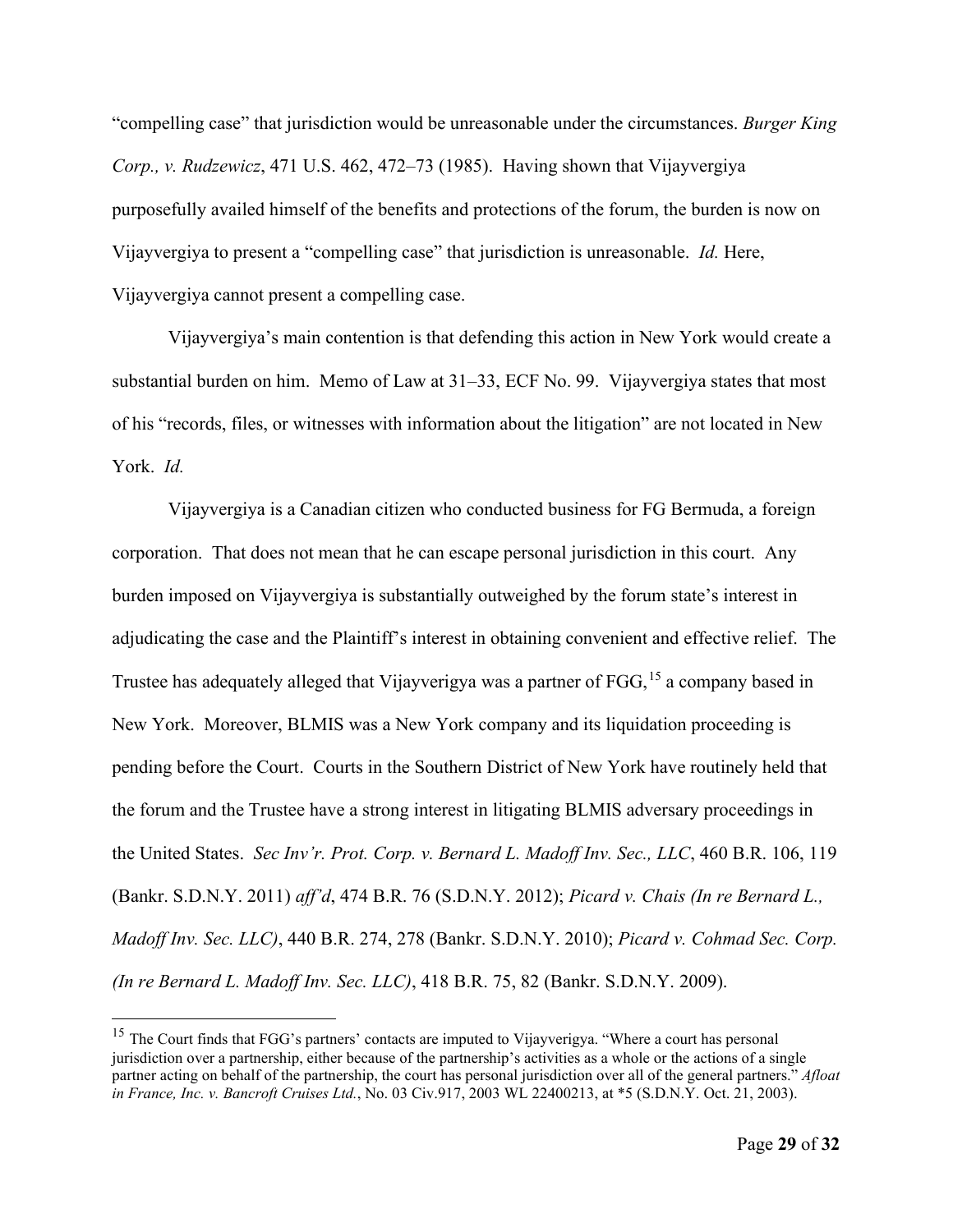"compelling case" that jurisdiction would be unreasonable under the circumstances. *Burger King Corp., v. Rudzewicz*, 471 U.S. 462, 472–73 (1985). Having shown that Vijayvergiya purposefully availed himself of the benefits and protections of the forum, the burden is now on Vijayvergiya to present a "compelling case" that jurisdiction is unreasonable. *Id.* Here, Vijayvergiya cannot present a compelling case.

Vijayvergiya's main contention is that defending this action in New York would create a substantial burden on him. Memo of Law at 31–33, ECF No. 99. Vijayvergiya states that most of his "records, files, or witnesses with information about the litigation" are not located in New York. *Id.*

Vijayvergiya is a Canadian citizen who conducted business for FG Bermuda, a foreign corporation. That does not mean that he can escape personal jurisdiction in this court. Any burden imposed on Vijayvergiya is substantially outweighed by the forum state's interest in adjudicating the case and the Plaintiff's interest in obtaining convenient and effective relief. The Trustee has adequately alleged that Vijayverigya was a partner of FGG,[15] a company based in New York. Moreover, BLMIS was a New York company and its liquidation proceeding is pending before the Court. Courts in the Southern District of New York have routinely held that the forum and the Trustee have a strong interest in litigating BLMIS adversary proceedings in the United States. *Sec Inv'r. Prot. Corp. v. Bernard L. Madoff Inv. Sec., LLC*, 460 B.R. 106, 119 (Bankr. S.D.N.Y. 2011) *aff'd*, 474 B.R. 76 (S.D.N.Y. 2012); *Picard v. Chais (In re Bernard L., Madoff Inv. Sec. LLC)*, 440 B.R. 274, 278 (Bankr. S.D.N.Y. 2010); *Picard v. Cohmad Sec. Corp. (In re Bernard L. Madoff Inv. Sec. LLC)*, 418 B.R. 75, 82 (Bankr. S.D.N.Y. 2009).

[15] The Court finds that FGG's partners' contacts are imputed to Vijayverigya. "Where a court has personal jurisdiction over a partnership, either because of the partnership's activities as a whole or the actions of a single partner acting on behalf of the partnership, the court has personal jurisdiction over all of the general partners." *Afloat in France, Inc. v. Bancroft Cruises Ltd.*, No. 03 Civ.917, 2003 WL 22400213, at *5 (S.D.N.Y. Oct. 21, 2003).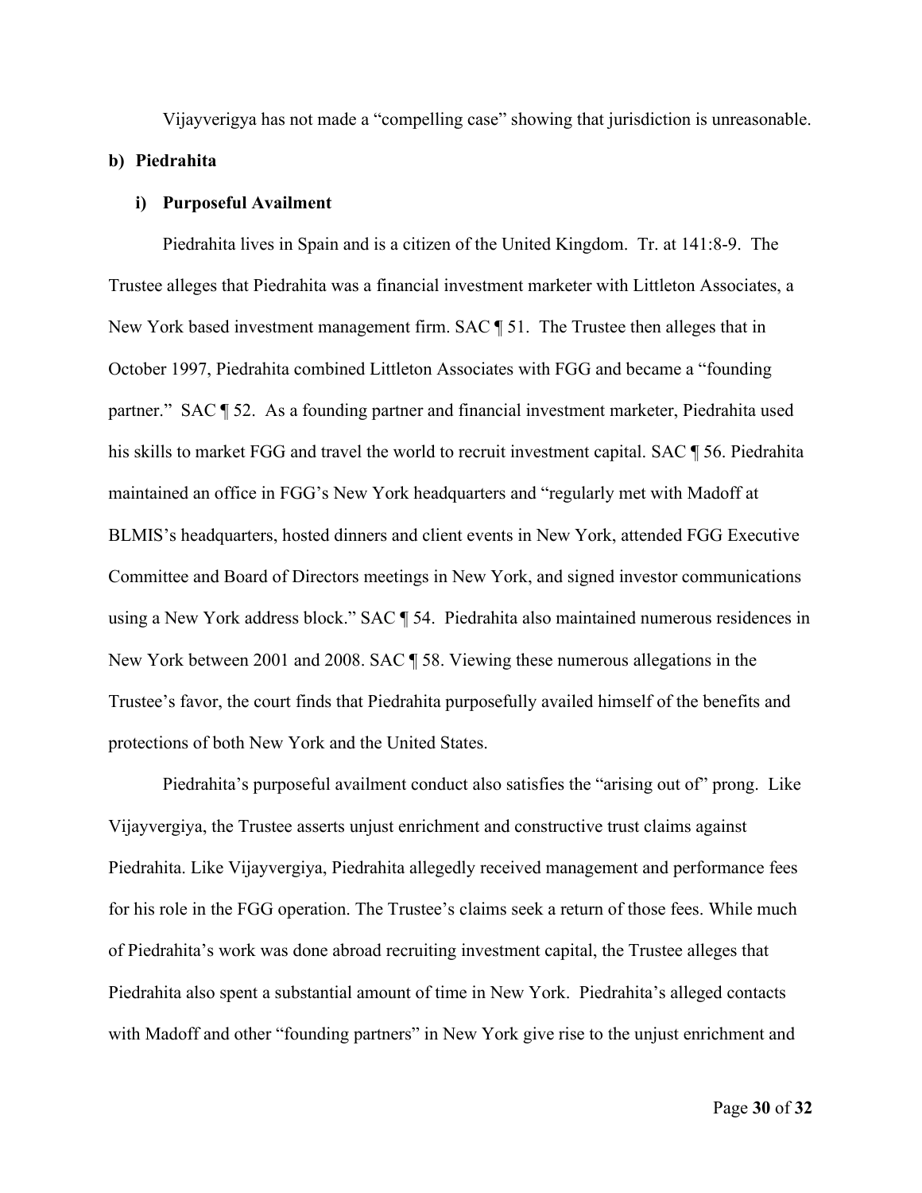Vijayverigya has not made a "compelling case" showing that jurisdiction is unreasonable.

**b) Piedrahita**

**i) Purposeful Availment**

Piedrahita lives in Spain and is a citizen of the United Kingdom. Tr. at 141:8-9. The Trustee alleges that Piedrahita was a financial investment marketer with Littleton Associates, a New York based investment management firm. SAC ¶ 51. The Trustee then alleges that in October 1997, Piedrahita combined Littleton Associates with FGG and became a "founding partner." SAC ¶ 52. As a founding partner and financial investment marketer, Piedrahita used his skills to market FGG and travel the world to recruit investment capital. SAC ¶ 56. Piedrahita maintained an office in FGG's New York headquarters and "regularly met with Madoff at BLMIS's headquarters, hosted dinners and client events in New York, attended FGG Executive Committee and Board of Directors meetings in New York, and signed investor communications using a New York address block." SAC ¶ 54. Piedrahita also maintained numerous residences in New York between 2001 and 2008. SAC ¶ 58. Viewing these numerous allegations in the Trustee's favor, the court finds that Piedrahita purposefully availed himself of the benefits and protections of both New York and the United States.

Piedrahita's purposeful availment conduct also satisfies the "arising out of" prong. Like Vijayvergiya, the Trustee asserts unjust enrichment and constructive trust claims against Piedrahita. Like Vijayvergiya, Piedrahita allegedly received management and performance fees for his role in the FGG operation. The Trustee's claims seek a return of those fees. While much of Piedrahita's work was done abroad recruiting investment capital, the Trustee alleges that Piedrahita also spent a substantial amount of time in New York. Piedrahita's alleged contacts with Madoff and other "founding partners" in New York give rise to the unjust enrichment and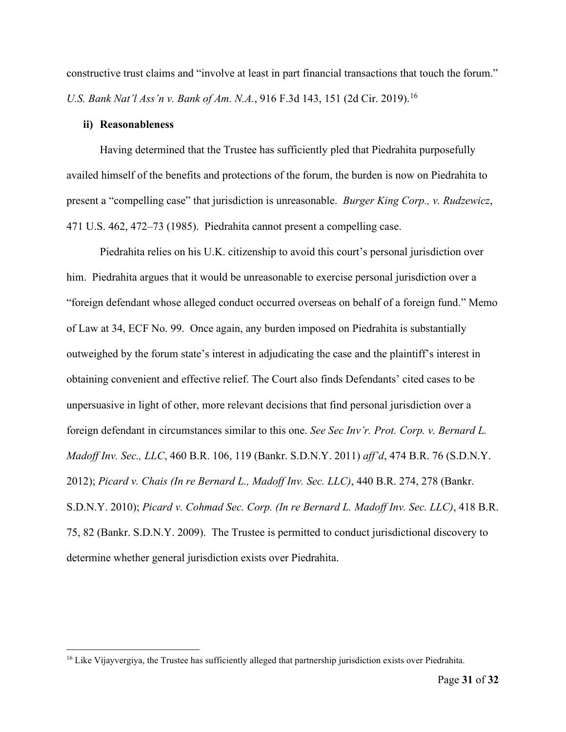constructive trust claims and "involve at least in part financial transactions that touch the forum." *U.S. Bank Nat'l Ass'n v. Bank of Am. N.A.*, 916 F.3d 143, 151 (2d Cir. 2019).[16]

**ii) Reasonableness**

Having determined that the Trustee has sufficiently pled that Piedrahita purposefully availed himself of the benefits and protections of the forum, the burden is now on Piedrahita to present a "compelling case" that jurisdiction is unreasonable. *Burger King Corp., v. Rudzewicz*, 471 U.S. 462, 472–73 (1985). Piedrahita cannot present a compelling case.

Piedrahita relies on his U.K. citizenship to avoid this court's personal jurisdiction over him. Piedrahita argues that it would be unreasonable to exercise personal jurisdiction over a "foreign defendant whose alleged conduct occurred overseas on behalf of a foreign fund." Memo of Law at 34, ECF No. 99. Once again, any burden imposed on Piedrahita is substantially outweighed by the forum state's interest in adjudicating the case and the plaintiff's interest in obtaining convenient and effective relief. The Court also finds Defendants' cited cases to be unpersuasive in light of other, more relevant decisions that find personal jurisdiction over a foreign defendant in circumstances similar to this one. *See Sec Inv'r. Prot. Corp. v. Bernard L. Madoff Inv. Sec., LLC*, 460 B.R. 106, 119 (Bankr. S.D.N.Y. 2011) *aff'd*, 474 B.R. 76 (S.D.N.Y. 2012); *Picard v. Chais (In re Bernard L., Madoff Inv. Sec. LLC)*, 440 B.R. 274, 278 (Bankr. S.D.N.Y. 2010); *Picard v. Cohmad Sec. Corp. (In re Bernard L. Madoff Inv. Sec. LLC)*, 418 B.R. 75, 82 (Bankr. S.D.N.Y. 2009). The Trustee is permitted to conduct jurisdictional discovery to determine whether general jurisdiction exists over Piedrahita.

---

[16] Like Vijayvergiya, the Trustee has sufficiently alleged that partnership jurisdiction exists over Piedrahita.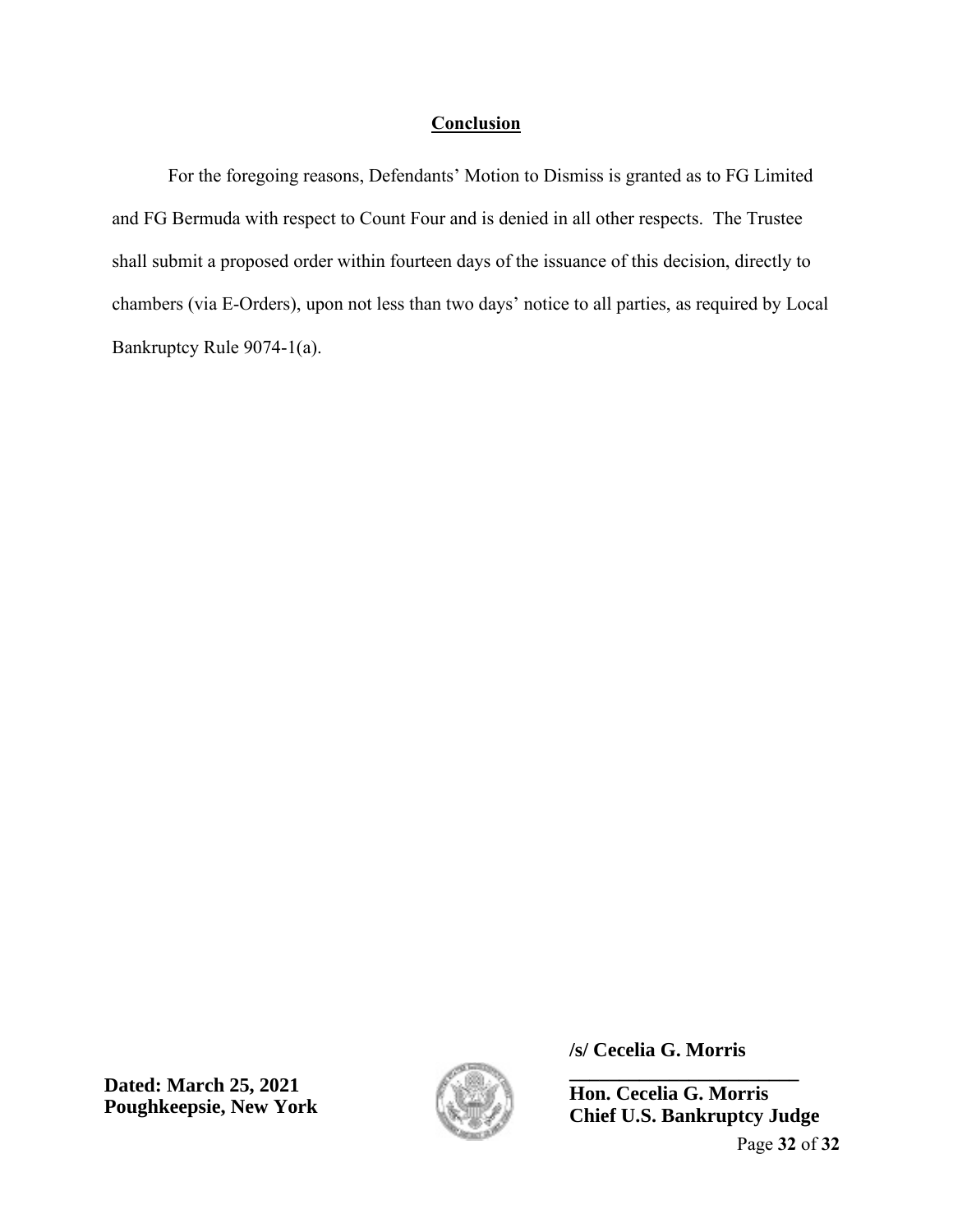## Conclusion

For the foregoing reasons, Defendants' Motion to Dismiss is granted as to FG Limited and FG Bermuda with respect to Count Four and is denied in all other respects. The Trustee shall submit a proposed order within fourteen days of the issuance of this decision, directly to chambers (via E-Orders), upon not less than two days' notice to all parties, as required by Local Bankruptcy Rule 9074-1(a).

**Dated: March 25, 2021**
**Poughkeepsie, New York**

**/s/ Cecelia G. Morris**
**_______________________**
**Hon. Cecelia G. Morris**
**Chief U.S. Bankruptcy Judge**